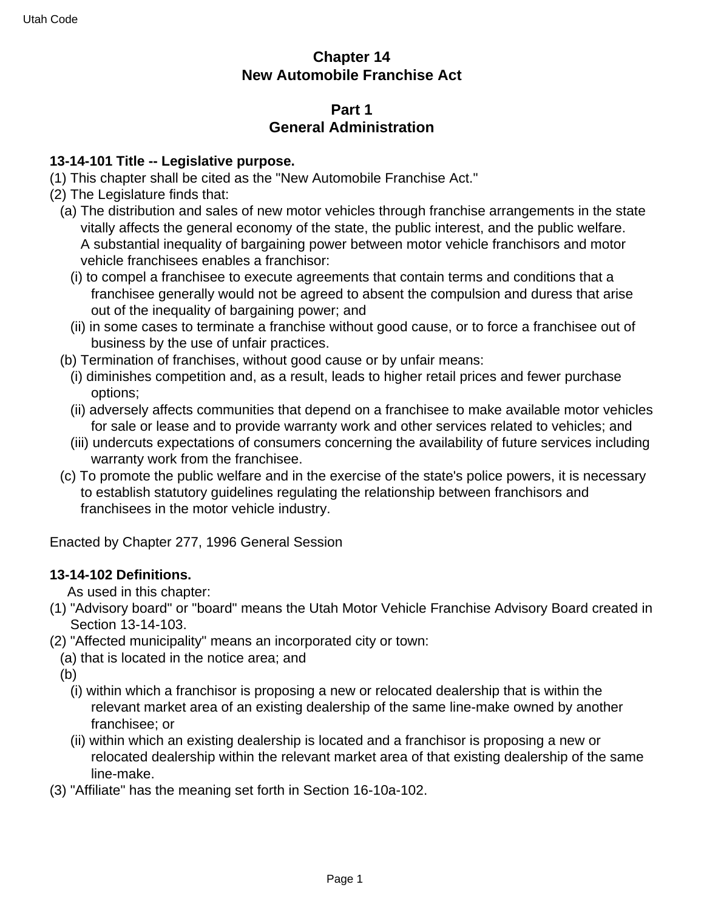# Chapter 14
# New Automobile Franchise Act

## Part 1
## General Administration

**13-14-101 Title -- Legislative purpose.**

(1) This chapter shall be cited as the "New Automobile Franchise Act."

(2) The Legislature finds that:

(a) The distribution and sales of new motor vehicles through franchise arrangements in the state vitally affects the general economy of the state, the public interest, and the public welfare. A substantial inequality of bargaining power between motor vehicle franchisors and motor vehicle franchisees enables a franchisor:

(i) to compel a franchisee to execute agreements that contain terms and conditions that a franchisee generally would not be agreed to absent the compulsion and duress that arise out of the inequality of bargaining power; and

(ii) in some cases to terminate a franchise without good cause, or to force a franchisee out of business by the use of unfair practices.

(b) Termination of franchises, without good cause or by unfair means:

(i) diminishes competition and, as a result, leads to higher retail prices and fewer purchase options;

(ii) adversely affects communities that depend on a franchisee to make available motor vehicles for sale or lease and to provide warranty work and other services related to vehicles; and

(iii) undercuts expectations of consumers concerning the availability of future services including warranty work from the franchisee.

(c) To promote the public welfare and in the exercise of the state's police powers, it is necessary to establish statutory guidelines regulating the relationship between franchisors and franchisees in the motor vehicle industry.

Enacted by Chapter 277, 1996 General Session

**13-14-102 Definitions.**

As used in this chapter:

(1) "Advisory board" or "board" means the Utah Motor Vehicle Franchise Advisory Board created in Section 13-14-103.

(2) "Affected municipality" means an incorporated city or town:

(a) that is located in the notice area; and

(b)

(i) within which a franchisor is proposing a new or relocated dealership that is within the relevant market area of an existing dealership of the same line-make owned by another franchisee; or

(ii) within which an existing dealership is located and a franchisor is proposing a new or relocated dealership within the relevant market area of that existing dealership of the same line-make.

(3) "Affiliate" has the meaning set forth in Section 16-10a-102.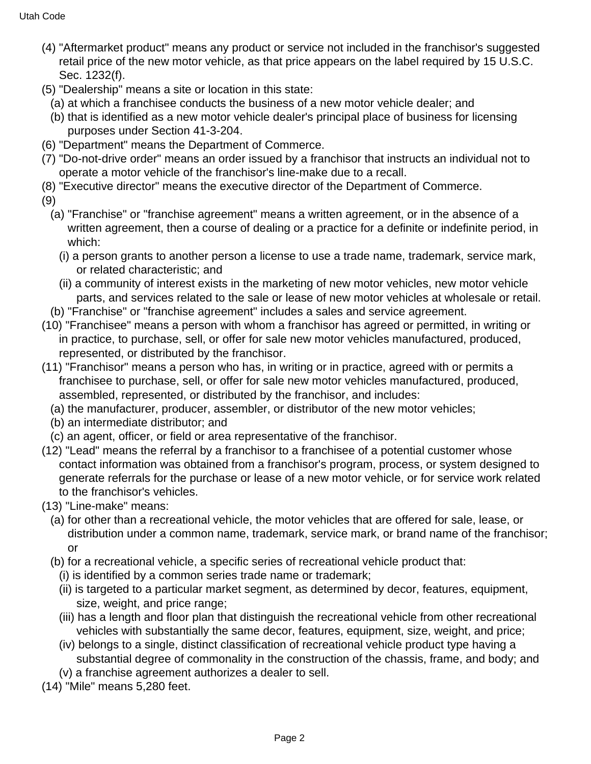(4) "Aftermarket product" means any product or service not included in the franchisor's suggested retail price of the new motor vehicle, as that price appears on the label required by 15 U.S.C. Sec. 1232(f).

(5) "Dealership" means a site or location in this state:

(a) at which a franchisee conducts the business of a new motor vehicle dealer; and

(b) that is identified as a new motor vehicle dealer's principal place of business for licensing purposes under Section 41-3-204.

(6) "Department" means the Department of Commerce.

(7) "Do-not-drive order" means an order issued by a franchisor that instructs an individual not to operate a motor vehicle of the franchisor's line-make due to a recall.

(8) "Executive director" means the executive director of the Department of Commerce.

(9)

(a) "Franchise" or "franchise agreement" means a written agreement, or in the absence of a written agreement, then a course of dealing or a practice for a definite or indefinite period, in which:

(i) a person grants to another person a license to use a trade name, trademark, service mark, or related characteristic; and

(ii) a community of interest exists in the marketing of new motor vehicles, new motor vehicle parts, and services related to the sale or lease of new motor vehicles at wholesale or retail.

(b) "Franchise" or "franchise agreement" includes a sales and service agreement.

(10) "Franchisee" means a person with whom a franchisor has agreed or permitted, in writing or in practice, to purchase, sell, or offer for sale new motor vehicles manufactured, produced, represented, or distributed by the franchisor.

(11) "Franchisor" means a person who has, in writing or in practice, agreed with or permits a franchisee to purchase, sell, or offer for sale new motor vehicles manufactured, produced, assembled, represented, or distributed by the franchisor, and includes:

(a) the manufacturer, producer, assembler, or distributor of the new motor vehicles;

(b) an intermediate distributor; and

(c) an agent, officer, or field or area representative of the franchisor.

(12) "Lead" means the referral by a franchisor to a franchisee of a potential customer whose contact information was obtained from a franchisor's program, process, or system designed to generate referrals for the purchase or lease of a new motor vehicle, or for service work related to the franchisor's vehicles.

(13) "Line-make" means:

(a) for other than a recreational vehicle, the motor vehicles that are offered for sale, lease, or distribution under a common name, trademark, service mark, or brand name of the franchisor; or

(b) for a recreational vehicle, a specific series of recreational vehicle product that:

(i) is identified by a common series trade name or trademark;

(ii) is targeted to a particular market segment, as determined by decor, features, equipment, size, weight, and price range;

(iii) has a length and floor plan that distinguish the recreational vehicle from other recreational vehicles with substantially the same decor, features, equipment, size, weight, and price;

(iv) belongs to a single, distinct classification of recreational vehicle product type having a substantial degree of commonality in the construction of the chassis, frame, and body; and

(v) a franchise agreement authorizes a dealer to sell.

(14) "Mile" means 5,280 feet.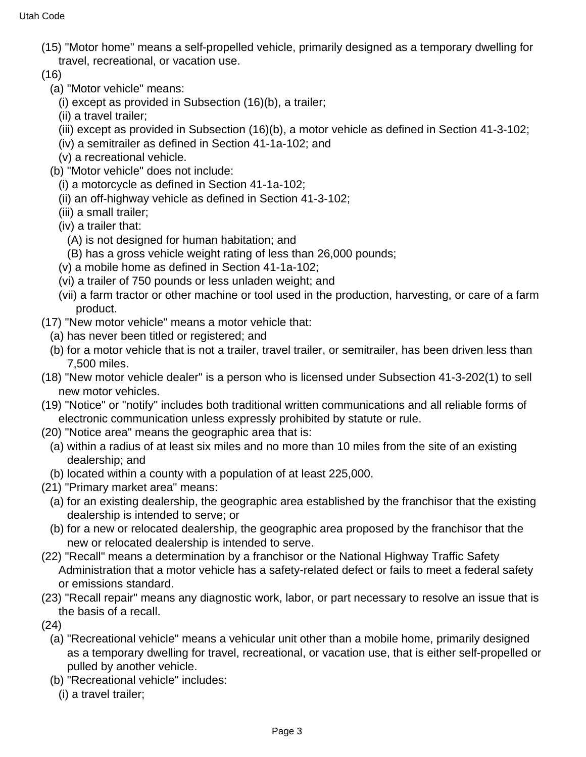(15) "Motor home" means a self-propelled vehicle, primarily designed as a temporary dwelling for travel, recreational, or vacation use.

(16)

(a) "Motor vehicle" means:

(i) except as provided in Subsection (16)(b), a trailer;

(ii) a travel trailer;

(iii) except as provided in Subsection (16)(b), a motor vehicle as defined in Section 41-3-102;

(iv) a semitrailer as defined in Section 41-1a-102; and

(v) a recreational vehicle.

(b) "Motor vehicle" does not include:

(i) a motorcycle as defined in Section 41-1a-102;

(ii) an off-highway vehicle as defined in Section 41-3-102;

(iii) a small trailer;

(iv) a trailer that:

(A) is not designed for human habitation; and

(B) has a gross vehicle weight rating of less than 26,000 pounds;

(v) a mobile home as defined in Section 41-1a-102;

(vi) a trailer of 750 pounds or less unladen weight; and

(vii) a farm tractor or other machine or tool used in the production, harvesting, or care of a farm product.

(17) "New motor vehicle" means a motor vehicle that:

(a) has never been titled or registered; and

(b) for a motor vehicle that is not a trailer, travel trailer, or semitrailer, has been driven less than 7,500 miles.

(18) "New motor vehicle dealer" is a person who is licensed under Subsection 41-3-202(1) to sell new motor vehicles.

(19) "Notice" or "notify" includes both traditional written communications and all reliable forms of electronic communication unless expressly prohibited by statute or rule.

(20) "Notice area" means the geographic area that is:

(a) within a radius of at least six miles and no more than 10 miles from the site of an existing dealership; and

(b) located within a county with a population of at least 225,000.

(21) "Primary market area" means:

(a) for an existing dealership, the geographic area established by the franchisor that the existing dealership is intended to serve; or

(b) for a new or relocated dealership, the geographic area proposed by the franchisor that the new or relocated dealership is intended to serve.

(22) "Recall" means a determination by a franchisor or the National Highway Traffic Safety Administration that a motor vehicle has a safety-related defect or fails to meet a federal safety or emissions standard.

(23) "Recall repair" means any diagnostic work, labor, or part necessary to resolve an issue that is the basis of a recall.

(24)

(a) "Recreational vehicle" means a vehicular unit other than a mobile home, primarily designed as a temporary dwelling for travel, recreational, or vacation use, that is either self-propelled or pulled by another vehicle.

(b) "Recreational vehicle" includes:

(i) a travel trailer;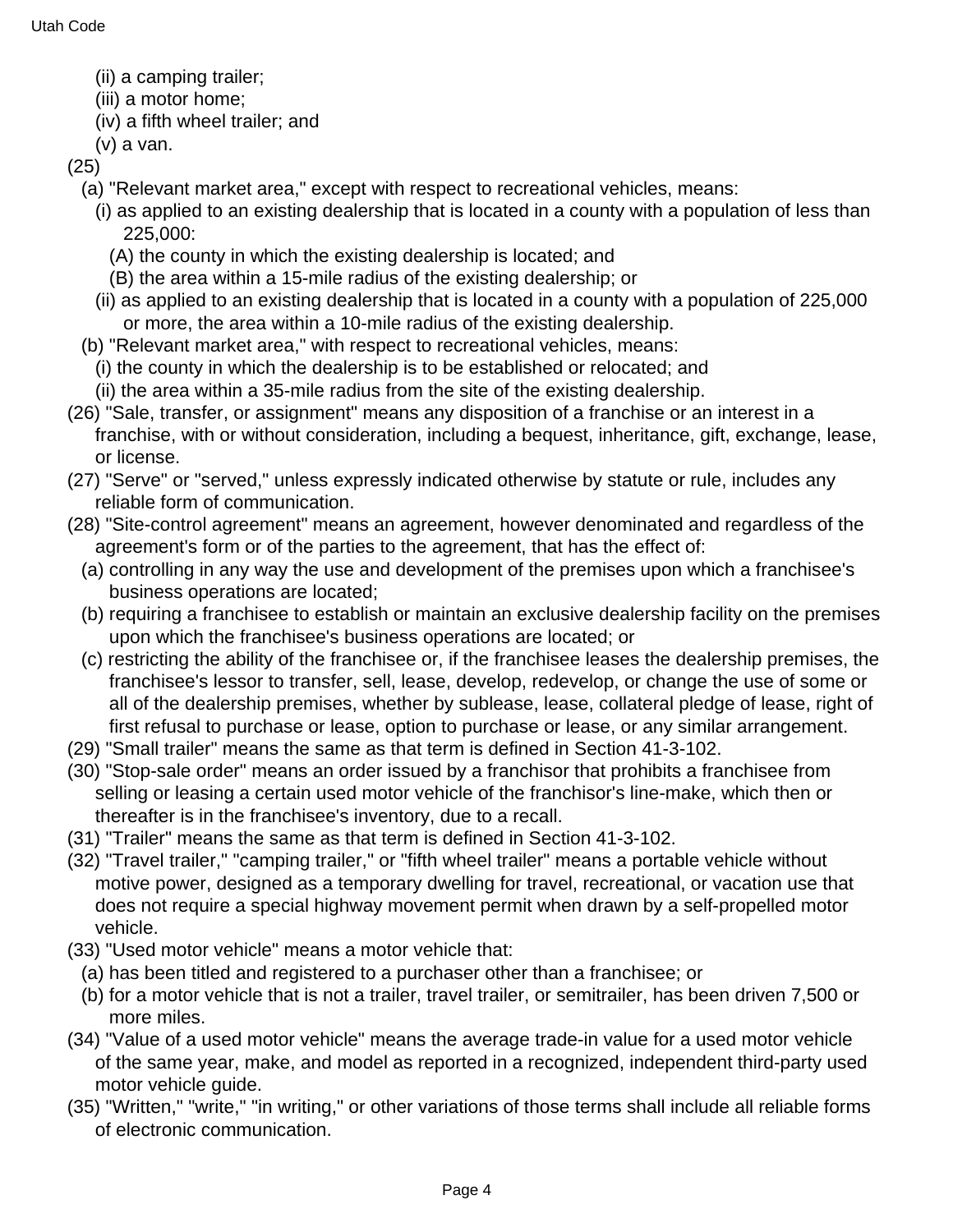(ii) a camping trailer;
(iii) a motor home;
(iv) a fifth wheel trailer; and
(v) a van.

(25)
(a) "Relevant market area," except with respect to recreational vehicles, means:
(i) as applied to an existing dealership that is located in a county with a population of less than 225,000:
(A) the county in which the existing dealership is located; and
(B) the area within a 15-mile radius of the existing dealership; or
(ii) as applied to an existing dealership that is located in a county with a population of 225,000 or more, the area within a 10-mile radius of the existing dealership.
(b) "Relevant market area," with respect to recreational vehicles, means:
(i) the county in which the dealership is to be established or relocated; and
(ii) the area within a 35-mile radius from the site of the existing dealership.

(26) "Sale, transfer, or assignment" means any disposition of a franchise or an interest in a franchise, with or without consideration, including a bequest, inheritance, gift, exchange, lease, or license.

(27) "Serve" or "served," unless expressly indicated otherwise by statute or rule, includes any reliable form of communication.

(28) "Site-control agreement" means an agreement, however denominated and regardless of the agreement's form or of the parties to the agreement, that has the effect of:
(a) controlling in any way the use and development of the premises upon which a franchisee's business operations are located;
(b) requiring a franchisee to establish or maintain an exclusive dealership facility on the premises upon which the franchisee's business operations are located; or
(c) restricting the ability of the franchisee or, if the franchisee leases the dealership premises, the franchisee's lessor to transfer, sell, lease, develop, redevelop, or change the use of some or all of the dealership premises, whether by sublease, lease, collateral pledge of lease, right of first refusal to purchase or lease, option to purchase or lease, or any similar arrangement.

(29) "Small trailer" means the same as that term is defined in Section 41-3-102.

(30) "Stop-sale order" means an order issued by a franchisor that prohibits a franchisee from selling or leasing a certain used motor vehicle of the franchisor's line-make, which then or thereafter is in the franchisee's inventory, due to a recall.

(31) "Trailer" means the same as that term is defined in Section 41-3-102.

(32) "Travel trailer," "camping trailer," or "fifth wheel trailer" means a portable vehicle without motive power, designed as a temporary dwelling for travel, recreational, or vacation use that does not require a special highway movement permit when drawn by a self-propelled motor vehicle.

(33) "Used motor vehicle" means a motor vehicle that:
(a) has been titled and registered to a purchaser other than a franchisee; or
(b) for a motor vehicle that is not a trailer, travel trailer, or semitrailer, has been driven 7,500 or more miles.

(34) "Value of a used motor vehicle" means the average trade-in value for a used motor vehicle of the same year, make, and model as reported in a recognized, independent third-party used motor vehicle guide.

(35) "Written," "write," "in writing," or other variations of those terms shall include all reliable forms of electronic communication.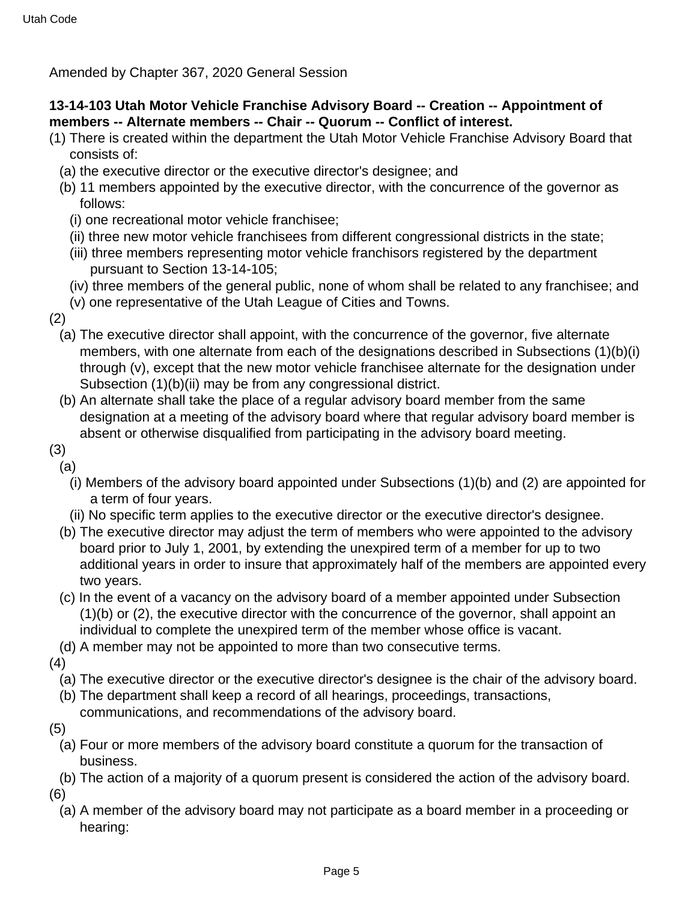Amended by Chapter 367, 2020 General Session

**13-14-103 Utah Motor Vehicle Franchise Advisory Board -- Creation -- Appointment of members -- Alternate members -- Chair -- Quorum -- Conflict of interest.**

(1) There is created within the department the Utah Motor Vehicle Franchise Advisory Board that consists of:
  (a) the executive director or the executive director's designee; and
  (b) 11 members appointed by the executive director, with the concurrence of the governor as follows:
    (i) one recreational motor vehicle franchisee;
    (ii) three new motor vehicle franchisees from different congressional districts in the state;
    (iii) three members representing motor vehicle franchisors registered by the department pursuant to Section 13-14-105;
    (iv) three members of the general public, none of whom shall be related to any franchisee; and
    (v) one representative of the Utah League of Cities and Towns.

(2)
  (a) The executive director shall appoint, with the concurrence of the governor, five alternate members, with one alternate from each of the designations described in Subsections (1)(b)(i) through (v), except that the new motor vehicle franchisee alternate for the designation under Subsection (1)(b)(ii) may be from any congressional district.
  (b) An alternate shall take the place of a regular advisory board member from the same designation at a meeting of the advisory board where that regular advisory board member is absent or otherwise disqualified from participating in the advisory board meeting.

(3)
  (a)
    (i) Members of the advisory board appointed under Subsections (1)(b) and (2) are appointed for a term of four years.
    (ii) No specific term applies to the executive director or the executive director's designee.
  (b) The executive director may adjust the term of members who were appointed to the advisory board prior to July 1, 2001, by extending the unexpired term of a member for up to two additional years in order to insure that approximately half of the members are appointed every two years.
  (c) In the event of a vacancy on the advisory board of a member appointed under Subsection (1)(b) or (2), the executive director with the concurrence of the governor, shall appoint an individual to complete the unexpired term of the member whose office is vacant.
  (d) A member may not be appointed to more than two consecutive terms.

(4)
  (a) The executive director or the executive director's designee is the chair of the advisory board.
  (b) The department shall keep a record of all hearings, proceedings, transactions, communications, and recommendations of the advisory board.

(5)
  (a) Four or more members of the advisory board constitute a quorum for the transaction of business.
  (b) The action of a majority of a quorum present is considered the action of the advisory board.

(6)
  (a) A member of the advisory board may not participate as a board member in a proceeding or hearing: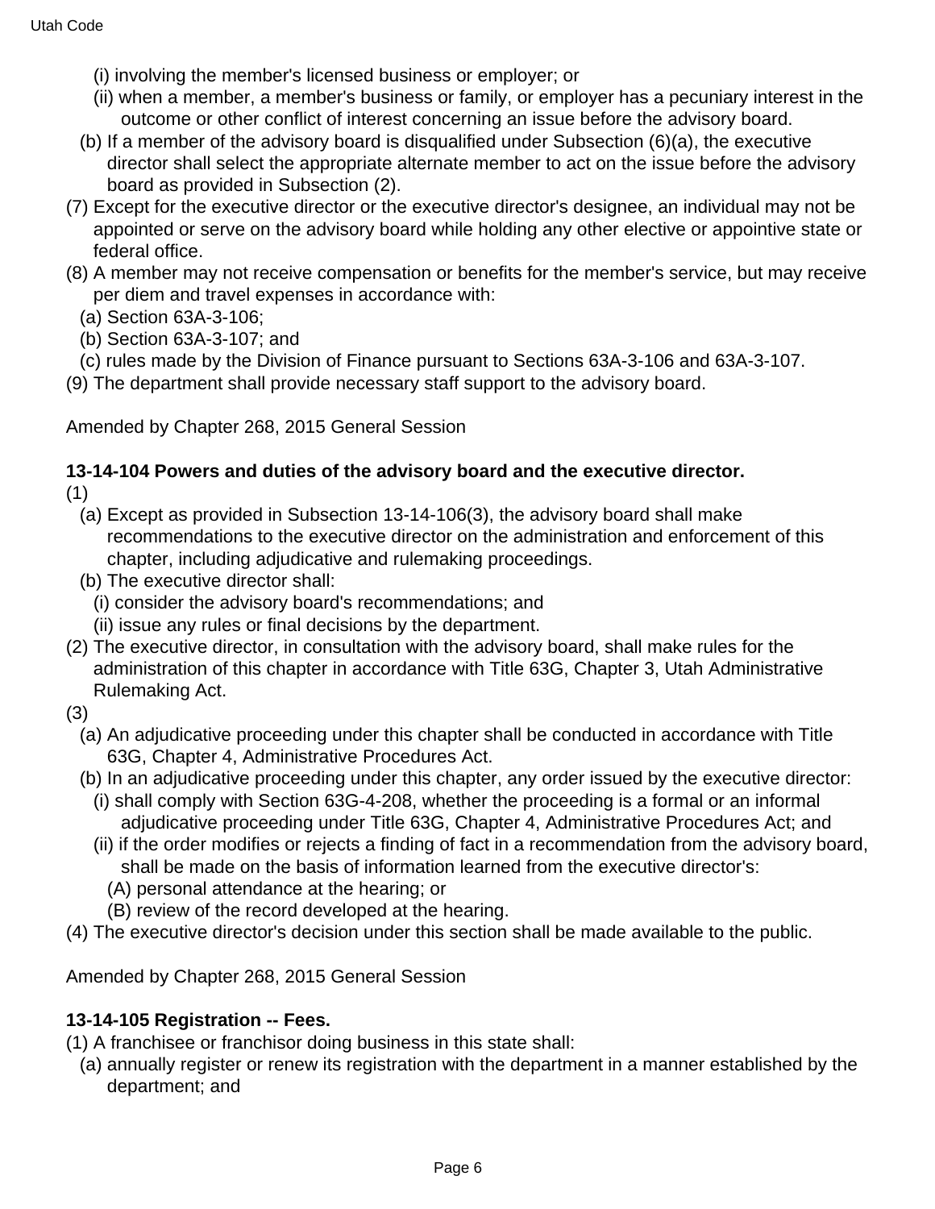(i) involving the member's licensed business or employer; or

(ii) when a member, a member's business or family, or employer has a pecuniary interest in the outcome or other conflict of interest concerning an issue before the advisory board.

(b) If a member of the advisory board is disqualified under Subsection (6)(a), the executive director shall select the appropriate alternate member to act on the issue before the advisory board as provided in Subsection (2).

(7) Except for the executive director or the executive director's designee, an individual may not be appointed or serve on the advisory board while holding any other elective or appointive state or federal office.

(8) A member may not receive compensation or benefits for the member's service, but may receive per diem and travel expenses in accordance with:

(a) Section 63A-3-106;

(b) Section 63A-3-107; and

(c) rules made by the Division of Finance pursuant to Sections 63A-3-106 and 63A-3-107.

(9) The department shall provide necessary staff support to the advisory board.

Amended by Chapter 268, 2015 General Session

**13-14-104 Powers and duties of the advisory board and the executive director.**

(1)

(a) Except as provided in Subsection 13-14-106(3), the advisory board shall make recommendations to the executive director on the administration and enforcement of this chapter, including adjudicative and rulemaking proceedings.

(b) The executive director shall:

(i) consider the advisory board's recommendations; and

(ii) issue any rules or final decisions by the department.

(2) The executive director, in consultation with the advisory board, shall make rules for the administration of this chapter in accordance with Title 63G, Chapter 3, Utah Administrative Rulemaking Act.

(3)

(a) An adjudicative proceeding under this chapter shall be conducted in accordance with Title 63G, Chapter 4, Administrative Procedures Act.

(b) In an adjudicative proceeding under this chapter, any order issued by the executive director:

(i) shall comply with Section 63G-4-208, whether the proceeding is a formal or an informal adjudicative proceeding under Title 63G, Chapter 4, Administrative Procedures Act; and

(ii) if the order modifies or rejects a finding of fact in a recommendation from the advisory board, shall be made on the basis of information learned from the executive director's:

(A) personal attendance at the hearing; or

(B) review of the record developed at the hearing.

(4) The executive director's decision under this section shall be made available to the public.

Amended by Chapter 268, 2015 General Session

**13-14-105 Registration -- Fees.**

(1) A franchisee or franchisor doing business in this state shall:

(a) annually register or renew its registration with the department in a manner established by the department; and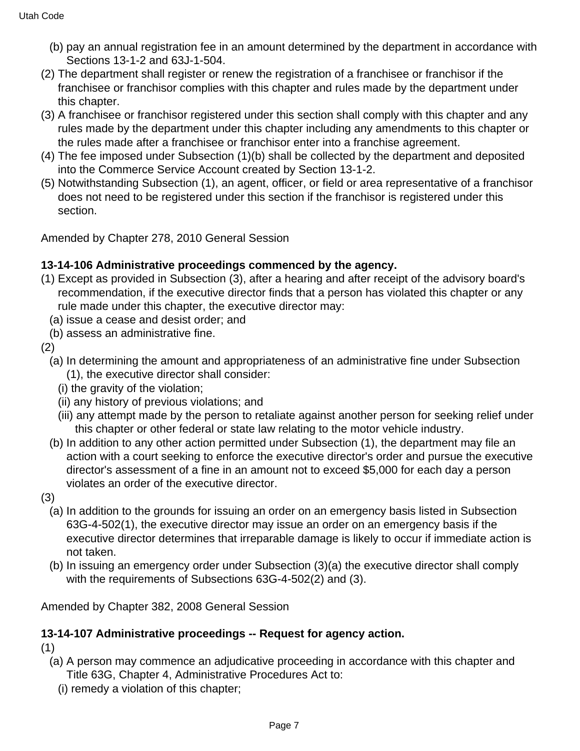(b) pay an annual registration fee in an amount determined by the department in accordance with Sections 13-1-2 and 63J-1-504.

(2) The department shall register or renew the registration of a franchisee or franchisor if the franchisee or franchisor complies with this chapter and rules made by the department under this chapter.

(3) A franchisee or franchisor registered under this section shall comply with this chapter and any rules made by the department under this chapter including any amendments to this chapter or the rules made after a franchisee or franchisor enter into a franchise agreement.

(4) The fee imposed under Subsection (1)(b) shall be collected by the department and deposited into the Commerce Service Account created by Section 13-1-2.

(5) Notwithstanding Subsection (1), an agent, officer, or field or area representative of a franchisor does not need to be registered under this section if the franchisor is registered under this section.

Amended by Chapter 278, 2010 General Session

**13-14-106 Administrative proceedings commenced by the agency.**

(1) Except as provided in Subsection (3), after a hearing and after receipt of the advisory board's recommendation, if the executive director finds that a person has violated this chapter or any rule made under this chapter, the executive director may:

(a) issue a cease and desist order; and

(b) assess an administrative fine.

(2)

(a) In determining the amount and appropriateness of an administrative fine under Subsection (1), the executive director shall consider:

(i) the gravity of the violation;

(ii) any history of previous violations; and

(iii) any attempt made by the person to retaliate against another person for seeking relief under this chapter or other federal or state law relating to the motor vehicle industry.

(b) In addition to any other action permitted under Subsection (1), the department may file an action with a court seeking to enforce the executive director's order and pursue the executive director's assessment of a fine in an amount not to exceed $5,000 for each day a person violates an order of the executive director.

(3)

(a) In addition to the grounds for issuing an order on an emergency basis listed in Subsection 63G-4-502(1), the executive director may issue an order on an emergency basis if the executive director determines that irreparable damage is likely to occur if immediate action is not taken.

(b) In issuing an emergency order under Subsection (3)(a) the executive director shall comply with the requirements of Subsections 63G-4-502(2) and (3).

Amended by Chapter 382, 2008 General Session

**13-14-107 Administrative proceedings -- Request for agency action.**

(1)

(a) A person may commence an adjudicative proceeding in accordance with this chapter and Title 63G, Chapter 4, Administrative Procedures Act to:

(i) remedy a violation of this chapter;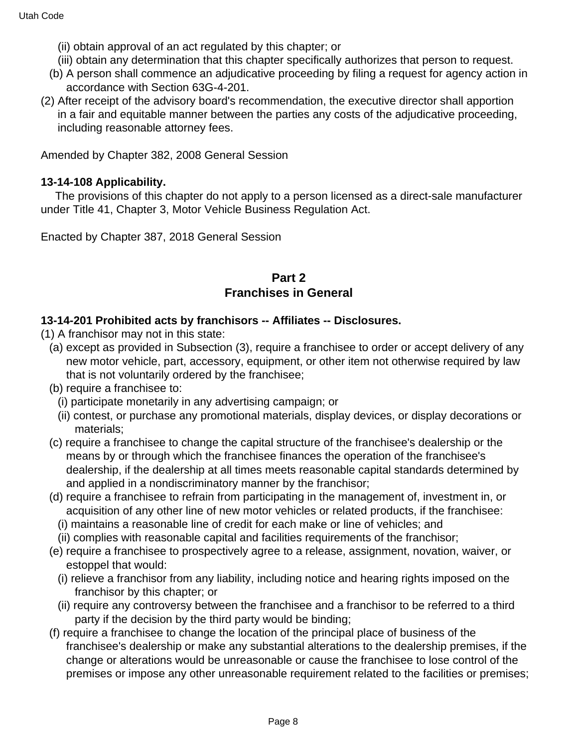(ii) obtain approval of an act regulated by this chapter; or

(iii) obtain any determination that this chapter specifically authorizes that person to request.

(b) A person shall commence an adjudicative proceeding by filing a request for agency action in accordance with Section 63G-4-201.

(2) After receipt of the advisory board's recommendation, the executive director shall apportion in a fair and equitable manner between the parties any costs of the adjudicative proceeding, including reasonable attorney fees.

Amended by Chapter 382, 2008 General Session

**13-14-108 Applicability.**

The provisions of this chapter do not apply to a person licensed as a direct-sale manufacturer under Title 41, Chapter 3, Motor Vehicle Business Regulation Act.

Enacted by Chapter 387, 2018 General Session

## Part 2 Franchises in General

**13-14-201 Prohibited acts by franchisors -- Affiliates -- Disclosures.**

(1) A franchisor may not in this state:

(a) except as provided in Subsection (3), require a franchisee to order or accept delivery of any new motor vehicle, part, accessory, equipment, or other item not otherwise required by law that is not voluntarily ordered by the franchisee;

(b) require a franchisee to:

(i) participate monetarily in any advertising campaign; or

(ii) contest, or purchase any promotional materials, display devices, or display decorations or materials;

(c) require a franchisee to change the capital structure of the franchisee's dealership or the means by or through which the franchisee finances the operation of the franchisee's dealership, if the dealership at all times meets reasonable capital standards determined by and applied in a nondiscriminatory manner by the franchisor;

(d) require a franchisee to refrain from participating in the management of, investment in, or acquisition of any other line of new motor vehicles or related products, if the franchisee:

(i) maintains a reasonable line of credit for each make or line of vehicles; and

(ii) complies with reasonable capital and facilities requirements of the franchisor;

(e) require a franchisee to prospectively agree to a release, assignment, novation, waiver, or estoppel that would:

(i) relieve a franchisor from any liability, including notice and hearing rights imposed on the franchisor by this chapter; or

(ii) require any controversy between the franchisee and a franchisor to be referred to a third party if the decision by the third party would be binding;

(f) require a franchisee to change the location of the principal place of business of the franchisee's dealership or make any substantial alterations to the dealership premises, if the change or alterations would be unreasonable or cause the franchisee to lose control of the premises or impose any other unreasonable requirement related to the facilities or premises;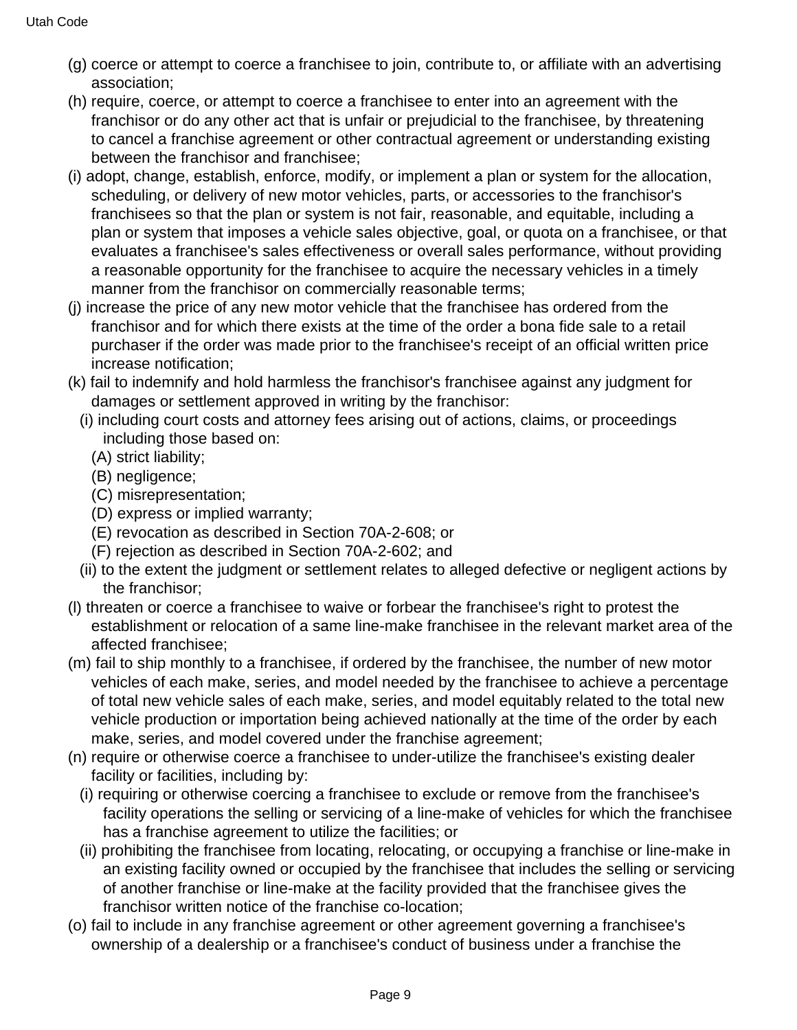(g) coerce or attempt to coerce a franchisee to join, contribute to, or affiliate with an advertising association;

(h) require, coerce, or attempt to coerce a franchisee to enter into an agreement with the franchisor or do any other act that is unfair or prejudicial to the franchisee, by threatening to cancel a franchise agreement or other contractual agreement or understanding existing between the franchisor and franchisee;

(i) adopt, change, establish, enforce, modify, or implement a plan or system for the allocation, scheduling, or delivery of new motor vehicles, parts, or accessories to the franchisor's franchisees so that the plan or system is not fair, reasonable, and equitable, including a plan or system that imposes a vehicle sales objective, goal, or quota on a franchisee, or that evaluates a franchisee's sales effectiveness or overall sales performance, without providing a reasonable opportunity for the franchisee to acquire the necessary vehicles in a timely manner from the franchisor on commercially reasonable terms;

(j) increase the price of any new motor vehicle that the franchisee has ordered from the franchisor and for which there exists at the time of the order a bona fide sale to a retail purchaser if the order was made prior to the franchisee's receipt of an official written price increase notification;

(k) fail to indemnify and hold harmless the franchisor's franchisee against any judgment for damages or settlement approved in writing by the franchisor:

(i) including court costs and attorney fees arising out of actions, claims, or proceedings including those based on:

(A) strict liability;

(B) negligence;

(C) misrepresentation;

(D) express or implied warranty;

(E) revocation as described in Section 70A-2-608; or

(F) rejection as described in Section 70A-2-602; and

(ii) to the extent the judgment or settlement relates to alleged defective or negligent actions by the franchisor;

(l) threaten or coerce a franchisee to waive or forbear the franchisee's right to protest the establishment or relocation of a same line-make franchisee in the relevant market area of the affected franchisee;

(m) fail to ship monthly to a franchisee, if ordered by the franchisee, the number of new motor vehicles of each make, series, and model needed by the franchisee to achieve a percentage of total new vehicle sales of each make, series, and model equitably related to the total new vehicle production or importation being achieved nationally at the time of the order by each make, series, and model covered under the franchise agreement;

(n) require or otherwise coerce a franchisee to under-utilize the franchisee's existing dealer facility or facilities, including by:

(i) requiring or otherwise coercing a franchisee to exclude or remove from the franchisee's facility operations the selling or servicing of a line-make of vehicles for which the franchisee has a franchise agreement to utilize the facilities; or

(ii) prohibiting the franchisee from locating, relocating, or occupying a franchise or line-make in an existing facility owned or occupied by the franchisee that includes the selling or servicing of another franchise or line-make at the facility provided that the franchisee gives the franchisor written notice of the franchise co-location;

(o) fail to include in any franchise agreement or other agreement governing a franchisee's ownership of a dealership or a franchisee's conduct of business under a franchise the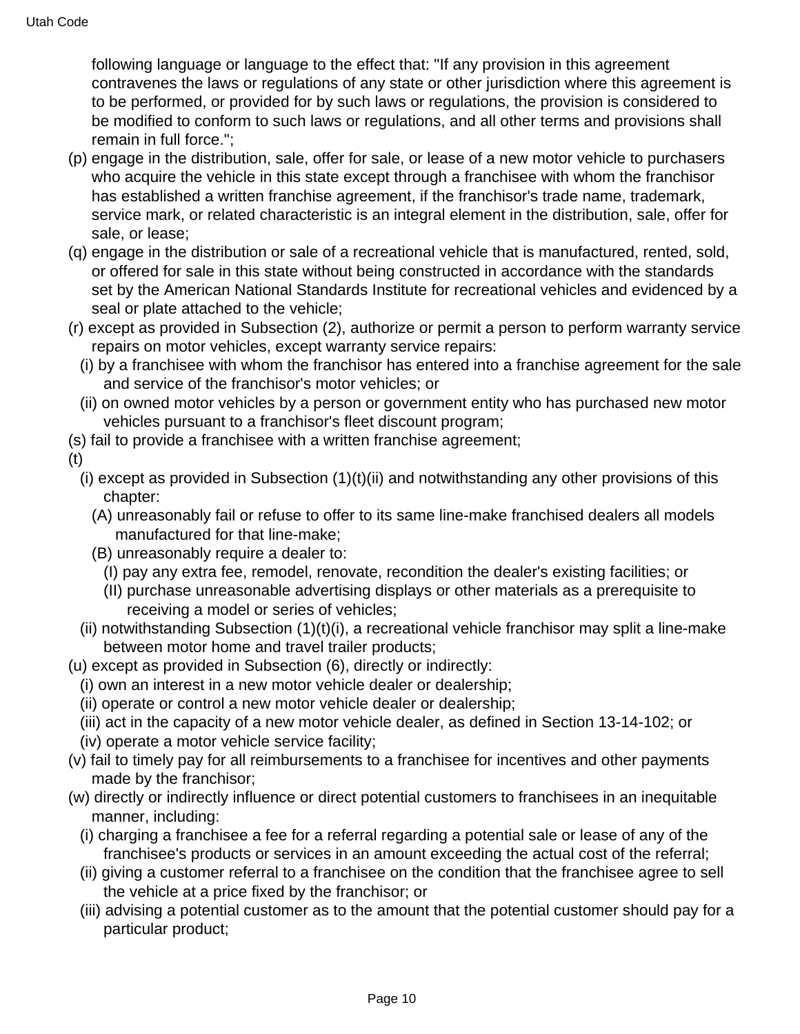following language or language to the effect that: "If any provision in this agreement contravenes the laws or regulations of any state or other jurisdiction where this agreement is to be performed, or provided for by such laws or regulations, the provision is considered to be modified to conform to such laws or regulations, and all other terms and provisions shall remain in full force.";

(p) engage in the distribution, sale, offer for sale, or lease of a new motor vehicle to purchasers who acquire the vehicle in this state except through a franchisee with whom the franchisor has established a written franchise agreement, if the franchisor's trade name, trademark, service mark, or related characteristic is an integral element in the distribution, sale, offer for sale, or lease;

(q) engage in the distribution or sale of a recreational vehicle that is manufactured, rented, sold, or offered for sale in this state without being constructed in accordance with the standards set by the American National Standards Institute for recreational vehicles and evidenced by a seal or plate attached to the vehicle;

(r) except as provided in Subsection (2), authorize or permit a person to perform warranty service repairs on motor vehicles, except warranty service repairs:

  (i) by a franchisee with whom the franchisor has entered into a franchise agreement for the sale and service of the franchisor's motor vehicles; or

  (ii) on owned motor vehicles by a person or government entity who has purchased new motor vehicles pursuant to a franchisor's fleet discount program;

(s) fail to provide a franchisee with a written franchise agreement;

(t)

  (i) except as provided in Subsection (1)(t)(ii) and notwithstanding any other provisions of this chapter:

    (A) unreasonably fail or refuse to offer to its same line-make franchised dealers all models manufactured for that line-make;

    (B) unreasonably require a dealer to:

      (I) pay any extra fee, remodel, renovate, recondition the dealer's existing facilities; or

      (II) purchase unreasonable advertising displays or other materials as a prerequisite to receiving a model or series of vehicles;

  (ii) notwithstanding Subsection (1)(t)(i), a recreational vehicle franchisor may split a line-make between motor home and travel trailer products;

(u) except as provided in Subsection (6), directly or indirectly:

  (i) own an interest in a new motor vehicle dealer or dealership;

  (ii) operate or control a new motor vehicle dealer or dealership;

  (iii) act in the capacity of a new motor vehicle dealer, as defined in Section 13-14-102; or

  (iv) operate a motor vehicle service facility;

(v) fail to timely pay for all reimbursements to a franchisee for incentives and other payments made by the franchisor;

(w) directly or indirectly influence or direct potential customers to franchisees in an inequitable manner, including:

  (i) charging a franchisee a fee for a referral regarding a potential sale or lease of any of the franchisee's products or services in an amount exceeding the actual cost of the referral;

  (ii) giving a customer referral to a franchisee on the condition that the franchisee agree to sell the vehicle at a price fixed by the franchisor; or

  (iii) advising a potential customer as to the amount that the potential customer should pay for a particular product;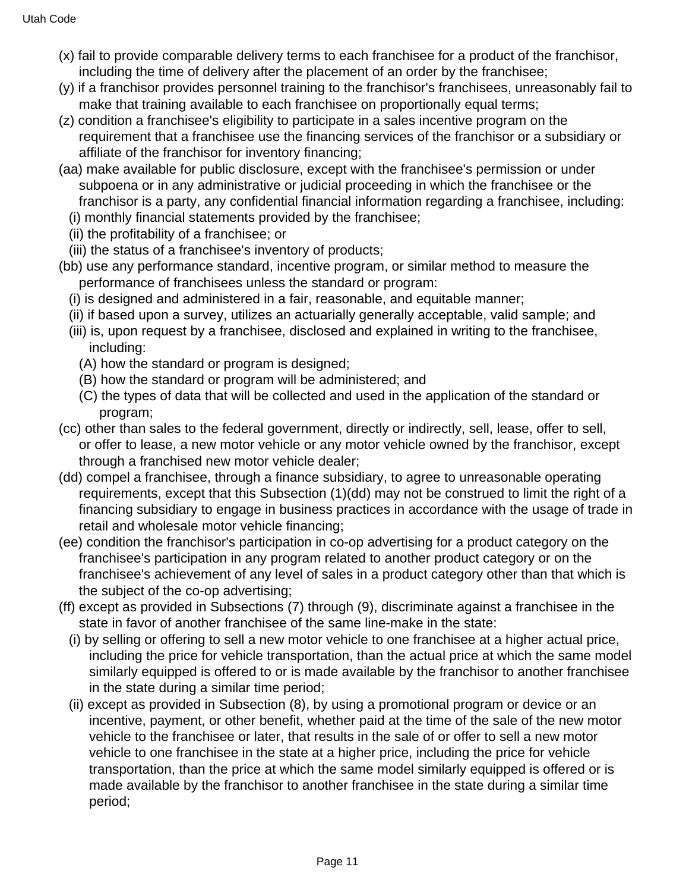(x) fail to provide comparable delivery terms to each franchisee for a product of the franchisor, including the time of delivery after the placement of an order by the franchisee;

(y) if a franchisor provides personnel training to the franchisor's franchisees, unreasonably fail to make that training available to each franchisee on proportionally equal terms;

(z) condition a franchisee's eligibility to participate in a sales incentive program on the requirement that a franchisee use the financing services of the franchisor or a subsidiary or affiliate of the franchisor for inventory financing;

(aa) make available for public disclosure, except with the franchisee's permission or under subpoena or in any administrative or judicial proceeding in which the franchisee or the franchisor is a party, any confidential financial information regarding a franchisee, including:

- (i) monthly financial statements provided by the franchisee;
- (ii) the profitability of a franchisee; or
- (iii) the status of a franchisee's inventory of products;

(bb) use any performance standard, incentive program, or similar method to measure the performance of franchisees unless the standard or program:

- (i) is designed and administered in a fair, reasonable, and equitable manner;
- (ii) if based upon a survey, utilizes an actuarially generally acceptable, valid sample; and
- (iii) is, upon request by a franchisee, disclosed and explained in writing to the franchisee, including:
  - (A) how the standard or program is designed;
  - (B) how the standard or program will be administered; and
  - (C) the types of data that will be collected and used in the application of the standard or program;

(cc) other than sales to the federal government, directly or indirectly, sell, lease, offer to sell, or offer to lease, a new motor vehicle or any motor vehicle owned by the franchisor, except through a franchised new motor vehicle dealer;

(dd) compel a franchisee, through a finance subsidiary, to agree to unreasonable operating requirements, except that this Subsection (1)(dd) may not be construed to limit the right of a financing subsidiary to engage in business practices in accordance with the usage of trade in retail and wholesale motor vehicle financing;

(ee) condition the franchisor's participation in co-op advertising for a product category on the franchisee's participation in any program related to another product category or on the franchisee's achievement of any level of sales in a product category other than that which is the subject of the co-op advertising;

(ff) except as provided in Subsections (7) through (9), discriminate against a franchisee in the state in favor of another franchisee of the same line-make in the state:

- (i) by selling or offering to sell a new motor vehicle to one franchisee at a higher actual price, including the price for vehicle transportation, than the actual price at which the same model similarly equipped is offered to or is made available by the franchisor to another franchisee in the state during a similar time period;
- (ii) except as provided in Subsection (8), by using a promotional program or device or an incentive, payment, or other benefit, whether paid at the time of the sale of the new motor vehicle to the franchisee or later, that results in the sale of or offer to sell a new motor vehicle to one franchisee in the state at a higher price, including the price for vehicle transportation, than the price at which the same model similarly equipped is offered or is made available by the franchisor to another franchisee in the state during a similar time period;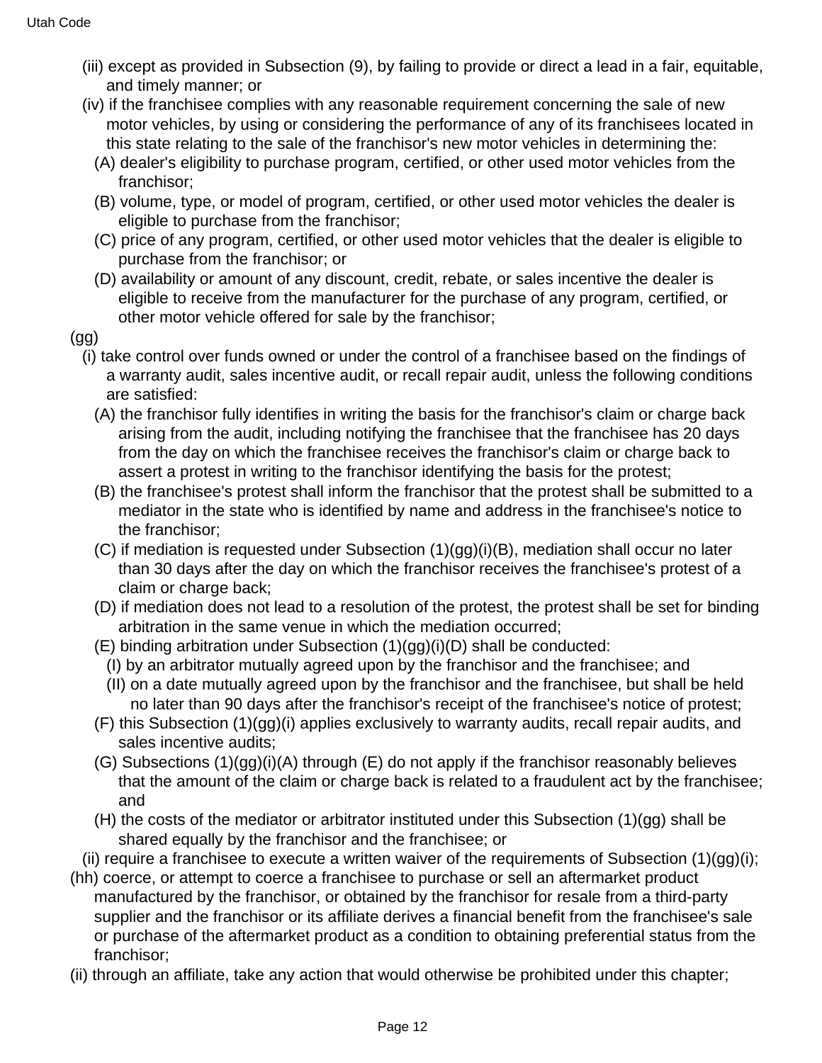(iii) except as provided in Subsection (9), by failing to provide or direct a lead in a fair, equitable, and timely manner; or

(iv) if the franchisee complies with any reasonable requirement concerning the sale of new motor vehicles, by using or considering the performance of any of its franchisees located in this state relating to the sale of the franchisor's new motor vehicles in determining the:

(A) dealer's eligibility to purchase program, certified, or other used motor vehicles from the franchisor;

(B) volume, type, or model of program, certified, or other used motor vehicles the dealer is eligible to purchase from the franchisor;

(C) price of any program, certified, or other used motor vehicles that the dealer is eligible to purchase from the franchisor; or

(D) availability or amount of any discount, credit, rebate, or sales incentive the dealer is eligible to receive from the manufacturer for the purchase of any program, certified, or other motor vehicle offered for sale by the franchisor;

(gg)

(i) take control over funds owned or under the control of a franchisee based on the findings of a warranty audit, sales incentive audit, or recall repair audit, unless the following conditions are satisfied:

(A) the franchisor fully identifies in writing the basis for the franchisor's claim or charge back arising from the audit, including notifying the franchisee that the franchisee has 20 days from the day on which the franchisee receives the franchisor's claim or charge back to assert a protest in writing to the franchisor identifying the basis for the protest;

(B) the franchisee's protest shall inform the franchisor that the protest shall be submitted to a mediator in the state who is identified by name and address in the franchisee's notice to the franchisor;

(C) if mediation is requested under Subsection (1)(gg)(i)(B), mediation shall occur no later than 30 days after the day on which the franchisor receives the franchisee's protest of a claim or charge back;

(D) if mediation does not lead to a resolution of the protest, the protest shall be set for binding arbitration in the same venue in which the mediation occurred;

(E) binding arbitration under Subsection (1)(gg)(i)(D) shall be conducted:

(I) by an arbitrator mutually agreed upon by the franchisor and the franchisee; and

(II) on a date mutually agreed upon by the franchisor and the franchisee, but shall be held no later than 90 days after the franchisor's receipt of the franchisee's notice of protest;

(F) this Subsection (1)(gg)(i) applies exclusively to warranty audits, recall repair audits, and sales incentive audits;

(G) Subsections (1)(gg)(i)(A) through (E) do not apply if the franchisor reasonably believes that the amount of the claim or charge back is related to a fraudulent act by the franchisee; and

(H) the costs of the mediator or arbitrator instituted under this Subsection (1)(gg) shall be shared equally by the franchisor and the franchisee; or

(ii) require a franchisee to execute a written waiver of the requirements of Subsection (1)(gg)(i);

(hh) coerce, or attempt to coerce a franchisee to purchase or sell an aftermarket product manufactured by the franchisor, or obtained by the franchisor for resale from a third-party supplier and the franchisor or its affiliate derives a financial benefit from the franchisee's sale or purchase of the aftermarket product as a condition to obtaining preferential status from the franchisor;

(ii) through an affiliate, take any action that would otherwise be prohibited under this chapter;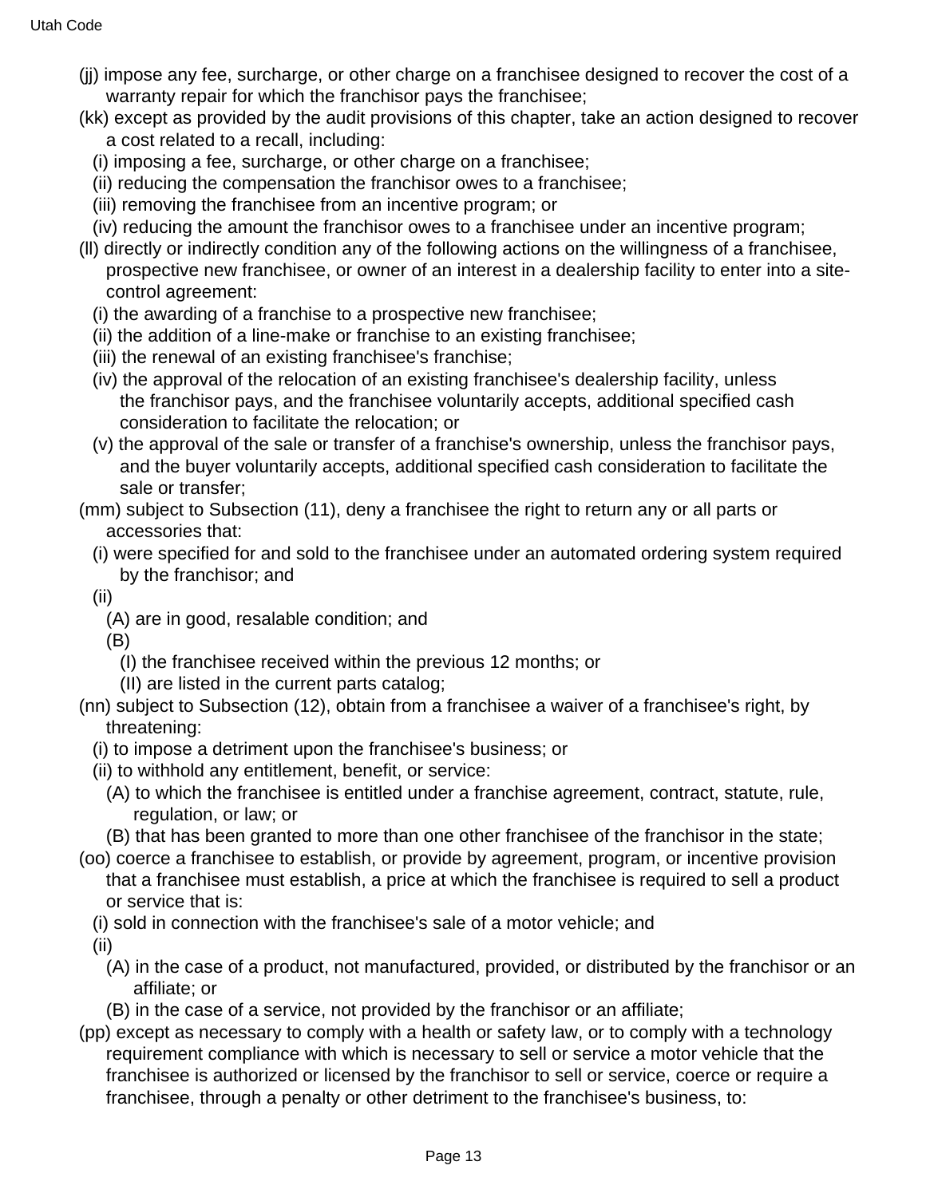(jj) impose any fee, surcharge, or other charge on a franchisee designed to recover the cost of a warranty repair for which the franchisor pays the franchisee;

(kk) except as provided by the audit provisions of this chapter, take an action designed to recover a cost related to a recall, including:

  (i) imposing a fee, surcharge, or other charge on a franchisee;

  (ii) reducing the compensation the franchisor owes to a franchisee;

  (iii) removing the franchisee from an incentive program; or

  (iv) reducing the amount the franchisor owes to a franchisee under an incentive program;

(ll) directly or indirectly condition any of the following actions on the willingness of a franchisee, prospective new franchisee, or owner of an interest in a dealership facility to enter into a site-control agreement:

  (i) the awarding of a franchise to a prospective new franchisee;

  (ii) the addition of a line-make or franchise to an existing franchisee;

  (iii) the renewal of an existing franchisee's franchise;

  (iv) the approval of the relocation of an existing franchisee's dealership facility, unless the franchisor pays, and the franchisee voluntarily accepts, additional specified cash consideration to facilitate the relocation; or

  (v) the approval of the sale or transfer of a franchise's ownership, unless the franchisor pays, and the buyer voluntarily accepts, additional specified cash consideration to facilitate the sale or transfer;

(mm) subject to Subsection (11), deny a franchisee the right to return any or all parts or accessories that:

  (i) were specified for and sold to the franchisee under an automated ordering system required by the franchisor; and

  (ii)

    (A) are in good, resalable condition; and

    (B)

      (I) the franchisee received within the previous 12 months; or

      (II) are listed in the current parts catalog;

(nn) subject to Subsection (12), obtain from a franchisee a waiver of a franchisee's right, by threatening:

  (i) to impose a detriment upon the franchisee's business; or

  (ii) to withhold any entitlement, benefit, or service:

    (A) to which the franchisee is entitled under a franchise agreement, contract, statute, rule, regulation, or law; or

    (B) that has been granted to more than one other franchisee of the franchisor in the state;

(oo) coerce a franchisee to establish, or provide by agreement, program, or incentive provision that a franchisee must establish, a price at which the franchisee is required to sell a product or service that is:

  (i) sold in connection with the franchisee's sale of a motor vehicle; and

  (ii)

    (A) in the case of a product, not manufactured, provided, or distributed by the franchisor or an affiliate; or

    (B) in the case of a service, not provided by the franchisor or an affiliate;

(pp) except as necessary to comply with a health or safety law, or to comply with a technology requirement compliance with which is necessary to sell or service a motor vehicle that the franchisee is authorized or licensed by the franchisor to sell or service, coerce or require a franchisee, through a penalty or other detriment to the franchisee's business, to: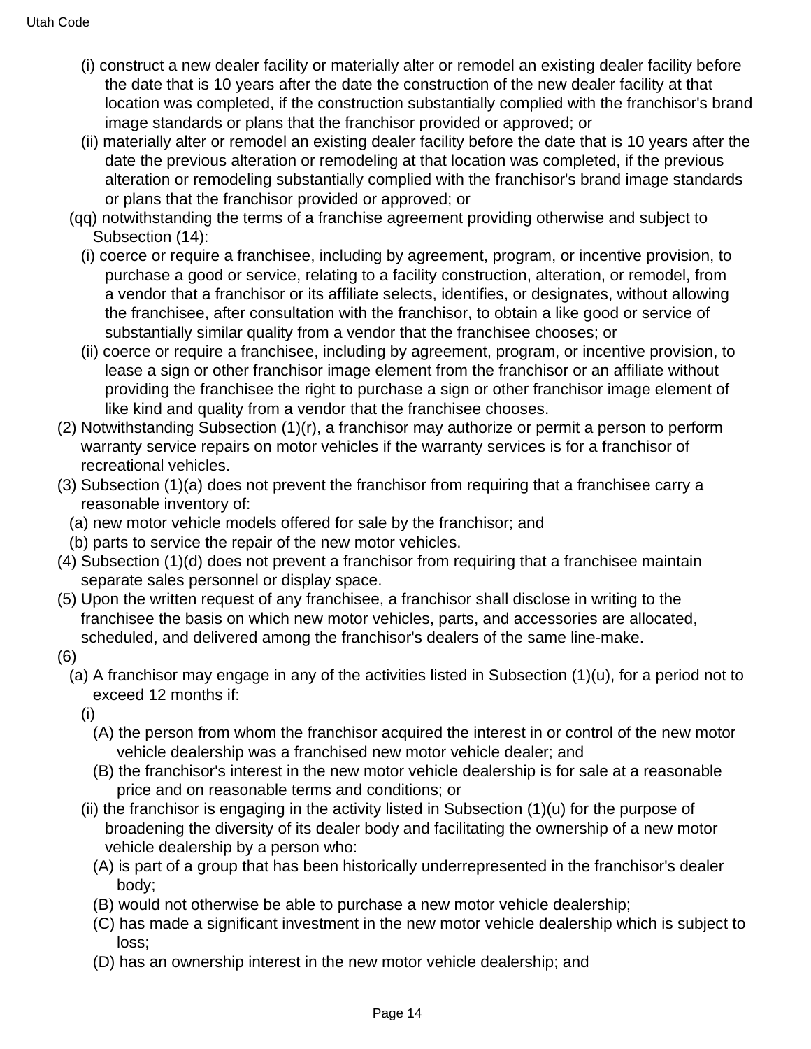(i) construct a new dealer facility or materially alter or remodel an existing dealer facility before the date that is 10 years after the date the construction of the new dealer facility at that location was completed, if the construction substantially complied with the franchisor's brand image standards or plans that the franchisor provided or approved; or

(ii) materially alter or remodel an existing dealer facility before the date that is 10 years after the date the previous alteration or remodeling at that location was completed, if the previous alteration or remodeling substantially complied with the franchisor's brand image standards or plans that the franchisor provided or approved; or

(qq) notwithstanding the terms of a franchise agreement providing otherwise and subject to Subsection (14):

(i) coerce or require a franchisee, including by agreement, program, or incentive provision, to purchase a good or service, relating to a facility construction, alteration, or remodel, from a vendor that a franchisor or its affiliate selects, identifies, or designates, without allowing the franchisee, after consultation with the franchisor, to obtain a like good or service of substantially similar quality from a vendor that the franchisee chooses; or

(ii) coerce or require a franchisee, including by agreement, program, or incentive provision, to lease a sign or other franchisor image element from the franchisor or an affiliate without providing the franchisee the right to purchase a sign or other franchisor image element of like kind and quality from a vendor that the franchisee chooses.

(2) Notwithstanding Subsection (1)(r), a franchisor may authorize or permit a person to perform warranty service repairs on motor vehicles if the warranty services is for a franchisor of recreational vehicles.

(3) Subsection (1)(a) does not prevent the franchisor from requiring that a franchisee carry a reasonable inventory of:

(a) new motor vehicle models offered for sale by the franchisor; and

(b) parts to service the repair of the new motor vehicles.

(4) Subsection (1)(d) does not prevent a franchisor from requiring that a franchisee maintain separate sales personnel or display space.

(5) Upon the written request of any franchisee, a franchisor shall disclose in writing to the franchisee the basis on which new motor vehicles, parts, and accessories are allocated, scheduled, and delivered among the franchisor's dealers of the same line-make.

(6)

(a) A franchisor may engage in any of the activities listed in Subsection (1)(u), for a period not to exceed 12 months if:

(i)

(A) the person from whom the franchisor acquired the interest in or control of the new motor vehicle dealership was a franchised new motor vehicle dealer; and

(B) the franchisor's interest in the new motor vehicle dealership is for sale at a reasonable price and on reasonable terms and conditions; or

(ii) the franchisor is engaging in the activity listed in Subsection (1)(u) for the purpose of broadening the diversity of its dealer body and facilitating the ownership of a new motor vehicle dealership by a person who:

(A) is part of a group that has been historically underrepresented in the franchisor's dealer body;

(B) would not otherwise be able to purchase a new motor vehicle dealership;

(C) has made a significant investment in the new motor vehicle dealership which is subject to loss;

(D) has an ownership interest in the new motor vehicle dealership; and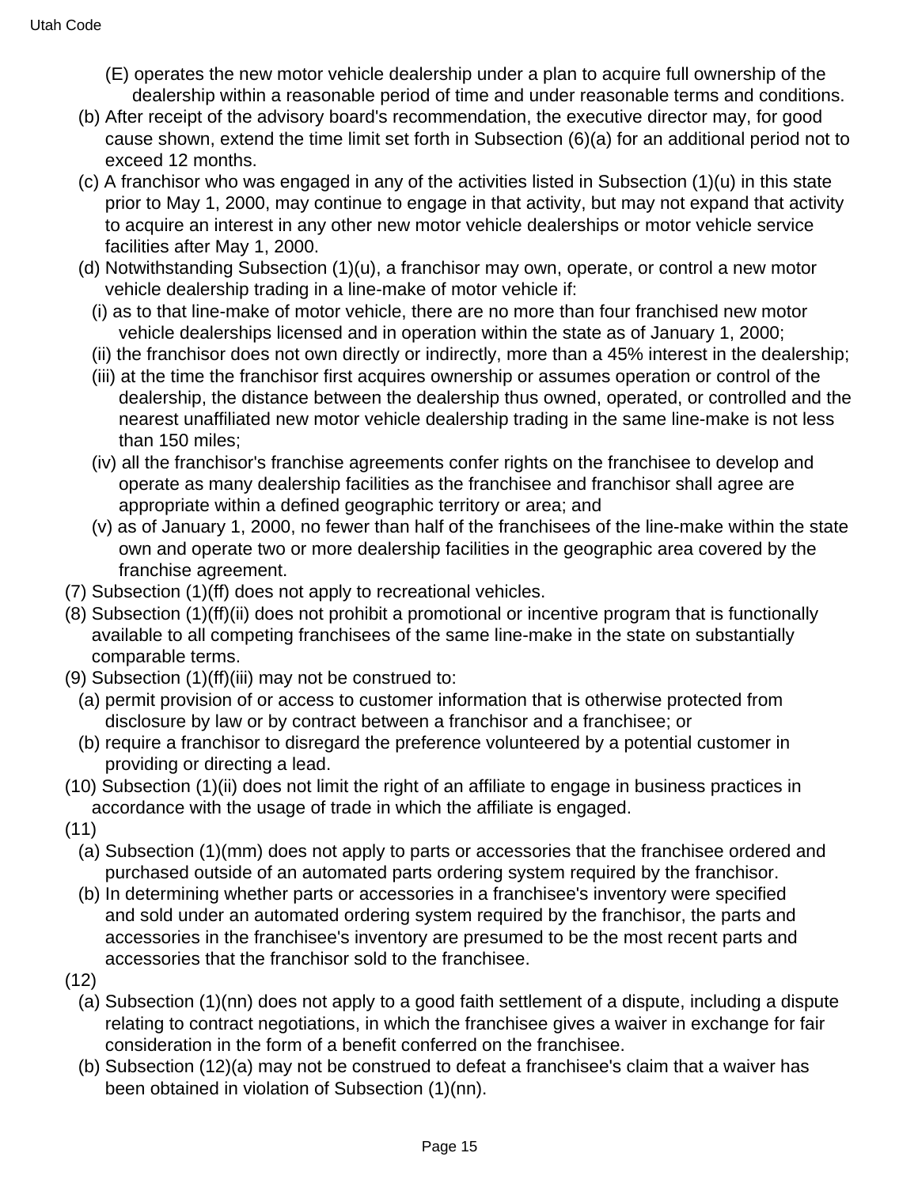(E) operates the new motor vehicle dealership under a plan to acquire full ownership of the dealership within a reasonable period of time and under reasonable terms and conditions.

(b) After receipt of the advisory board's recommendation, the executive director may, for good cause shown, extend the time limit set forth in Subsection (6)(a) for an additional period not to exceed 12 months.

(c) A franchisor who was engaged in any of the activities listed in Subsection (1)(u) in this state prior to May 1, 2000, may continue to engage in that activity, but may not expand that activity to acquire an interest in any other new motor vehicle dealerships or motor vehicle service facilities after May 1, 2000.

(d) Notwithstanding Subsection (1)(u), a franchisor may own, operate, or control a new motor vehicle dealership trading in a line-make of motor vehicle if:

(i) as to that line-make of motor vehicle, there are no more than four franchised new motor vehicle dealerships licensed and in operation within the state as of January 1, 2000;

(ii) the franchisor does not own directly or indirectly, more than a 45% interest in the dealership;

(iii) at the time the franchisor first acquires ownership or assumes operation or control of the dealership, the distance between the dealership thus owned, operated, or controlled and the nearest unaffiliated new motor vehicle dealership trading in the same line-make is not less than 150 miles;

(iv) all the franchisor's franchise agreements confer rights on the franchisee to develop and operate as many dealership facilities as the franchisee and franchisor shall agree are appropriate within a defined geographic territory or area; and

(v) as of January 1, 2000, no fewer than half of the franchisees of the line-make within the state own and operate two or more dealership facilities in the geographic area covered by the franchise agreement.

(7) Subsection (1)(ff) does not apply to recreational vehicles.

(8) Subsection (1)(ff)(ii) does not prohibit a promotional or incentive program that is functionally available to all competing franchisees of the same line-make in the state on substantially comparable terms.

(9) Subsection (1)(ff)(iii) may not be construed to:

(a) permit provision of or access to customer information that is otherwise protected from disclosure by law or by contract between a franchisor and a franchisee; or

(b) require a franchisor to disregard the preference volunteered by a potential customer in providing or directing a lead.

(10) Subsection (1)(ii) does not limit the right of an affiliate to engage in business practices in accordance with the usage of trade in which the affiliate is engaged.

(11)

(a) Subsection (1)(mm) does not apply to parts or accessories that the franchisee ordered and purchased outside of an automated parts ordering system required by the franchisor.

(b) In determining whether parts or accessories in a franchisee's inventory were specified and sold under an automated ordering system required by the franchisor, the parts and accessories in the franchisee's inventory are presumed to be the most recent parts and accessories that the franchisor sold to the franchisee.

(12)

(a) Subsection (1)(nn) does not apply to a good faith settlement of a dispute, including a dispute relating to contract negotiations, in which the franchisee gives a waiver in exchange for fair consideration in the form of a benefit conferred on the franchisee.

(b) Subsection (12)(a) may not be construed to defeat a franchisee's claim that a waiver has been obtained in violation of Subsection (1)(nn).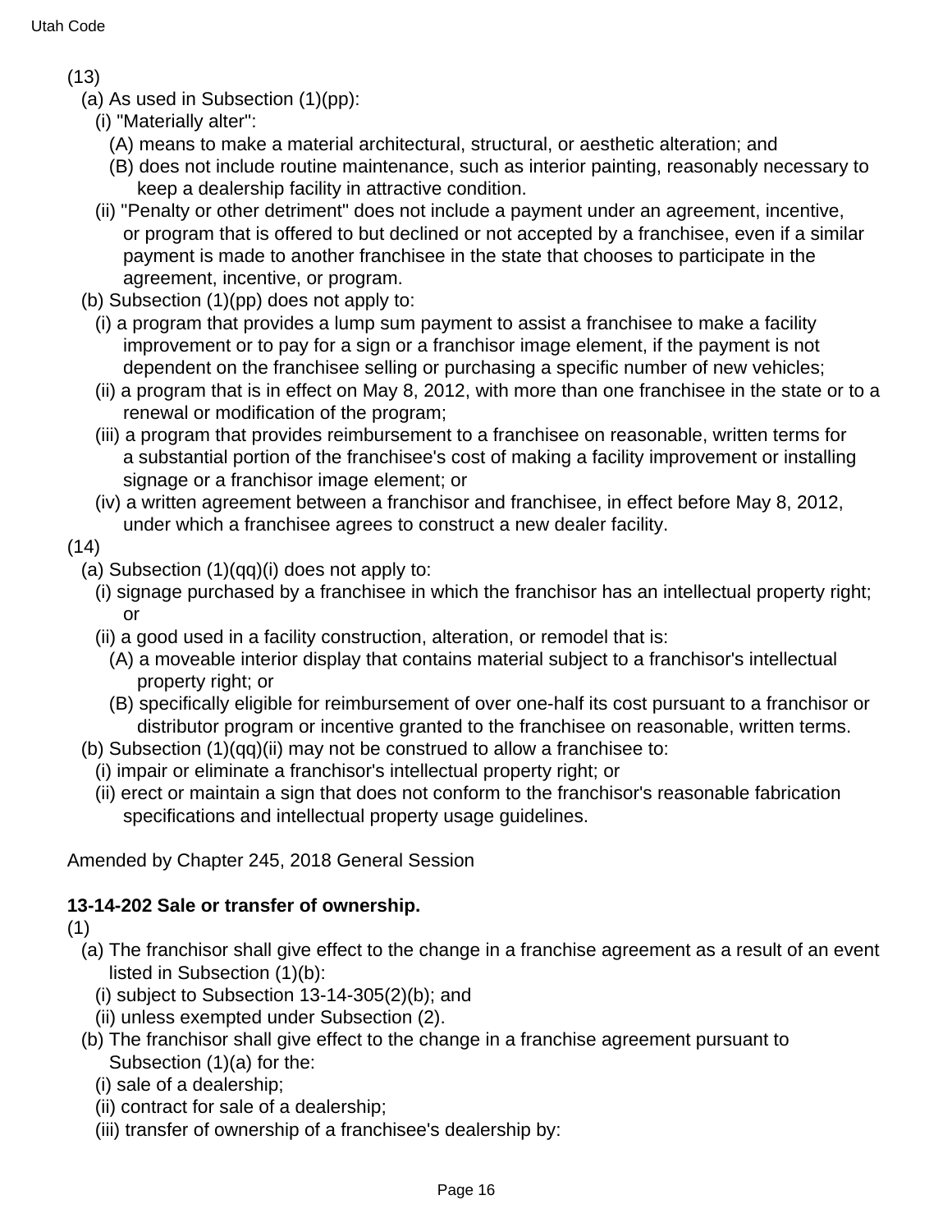(13)

(a) As used in Subsection (1)(pp):

(i) "Materially alter":

(A) means to make a material architectural, structural, or aesthetic alteration; and

(B) does not include routine maintenance, such as interior painting, reasonably necessary to keep a dealership facility in attractive condition.

(ii) "Penalty or other detriment" does not include a payment under an agreement, incentive, or program that is offered to but declined or not accepted by a franchisee, even if a similar payment is made to another franchisee in the state that chooses to participate in the agreement, incentive, or program.

(b) Subsection (1)(pp) does not apply to:

(i) a program that provides a lump sum payment to assist a franchisee to make a facility improvement or to pay for a sign or a franchisor image element, if the payment is not dependent on the franchisee selling or purchasing a specific number of new vehicles;

(ii) a program that is in effect on May 8, 2012, with more than one franchisee in the state or to a renewal or modification of the program;

(iii) a program that provides reimbursement to a franchisee on reasonable, written terms for a substantial portion of the franchisee's cost of making a facility improvement or installing signage or a franchisor image element; or

(iv) a written agreement between a franchisor and franchisee, in effect before May 8, 2012, under which a franchisee agrees to construct a new dealer facility.

(14)

(a) Subsection (1)(qq)(i) does not apply to:

(i) signage purchased by a franchisee in which the franchisor has an intellectual property right; or

(ii) a good used in a facility construction, alteration, or remodel that is:

(A) a moveable interior display that contains material subject to a franchisor's intellectual property right; or

(B) specifically eligible for reimbursement of over one-half its cost pursuant to a franchisor or distributor program or incentive granted to the franchisee on reasonable, written terms.

(b) Subsection (1)(qq)(ii) may not be construed to allow a franchisee to:

(i) impair or eliminate a franchisor's intellectual property right; or

(ii) erect or maintain a sign that does not conform to the franchisor's reasonable fabrication specifications and intellectual property usage guidelines.

Amended by Chapter 245, 2018 General Session

**13-14-202 Sale or transfer of ownership.**

(1)

(a) The franchisor shall give effect to the change in a franchise agreement as a result of an event listed in Subsection (1)(b):

(i) subject to Subsection 13-14-305(2)(b); and

(ii) unless exempted under Subsection (2).

(b) The franchisor shall give effect to the change in a franchise agreement pursuant to Subsection (1)(a) for the:

(i) sale of a dealership;

(ii) contract for sale of a dealership;

(iii) transfer of ownership of a franchisee's dealership by: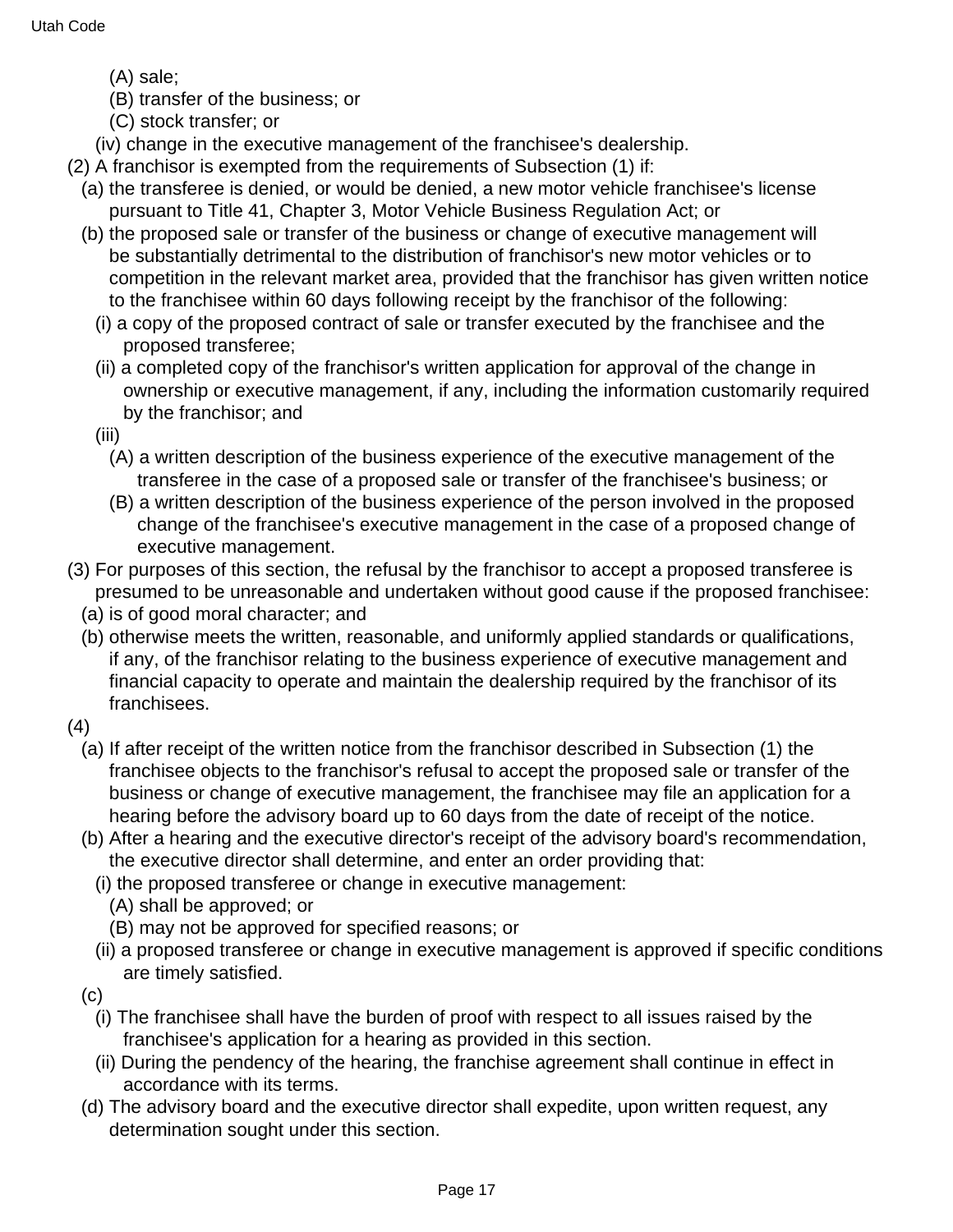(A) sale;
(B) transfer of the business; or
(C) stock transfer; or
(iv) change in the executive management of the franchisee's dealership.

(2) A franchisor is exempted from the requirements of Subsection (1) if:
(a) the transferee is denied, or would be denied, a new motor vehicle franchisee's license pursuant to Title 41, Chapter 3, Motor Vehicle Business Regulation Act; or
(b) the proposed sale or transfer of the business or change of executive management will be substantially detrimental to the distribution of franchisor's new motor vehicles or to competition in the relevant market area, provided that the franchisor has given written notice to the franchisee within 60 days following receipt by the franchisor of the following:
(i) a copy of the proposed contract of sale or transfer executed by the franchisee and the proposed transferee;
(ii) a completed copy of the franchisor's written application for approval of the change in ownership or executive management, if any, including the information customarily required by the franchisor; and
(iii)
(A) a written description of the business experience of the executive management of the transferee in the case of a proposed sale or transfer of the franchisee's business; or
(B) a written description of the business experience of the person involved in the proposed change of the franchisee's executive management in the case of a proposed change of executive management.

(3) For purposes of this section, the refusal by the franchisor to accept a proposed transferee is presumed to be unreasonable and undertaken without good cause if the proposed franchisee:
(a) is of good moral character; and
(b) otherwise meets the written, reasonable, and uniformly applied standards or qualifications, if any, of the franchisor relating to the business experience of executive management and financial capacity to operate and maintain the dealership required by the franchisor of its franchisees.

(4)
(a) If after receipt of the written notice from the franchisor described in Subsection (1) the franchisee objects to the franchisor's refusal to accept the proposed sale or transfer of the business or change of executive management, the franchisee may file an application for a hearing before the advisory board up to 60 days from the date of receipt of the notice.
(b) After a hearing and the executive director's receipt of the advisory board's recommendation, the executive director shall determine, and enter an order providing that:
(i) the proposed transferee or change in executive management:
(A) shall be approved; or
(B) may not be approved for specified reasons; or
(ii) a proposed transferee or change in executive management is approved if specific conditions are timely satisfied.
(c)
(i) The franchisee shall have the burden of proof with respect to all issues raised by the franchisee's application for a hearing as provided in this section.
(ii) During the pendency of the hearing, the franchise agreement shall continue in effect in accordance with its terms.
(d) The advisory board and the executive director shall expedite, upon written request, any determination sought under this section.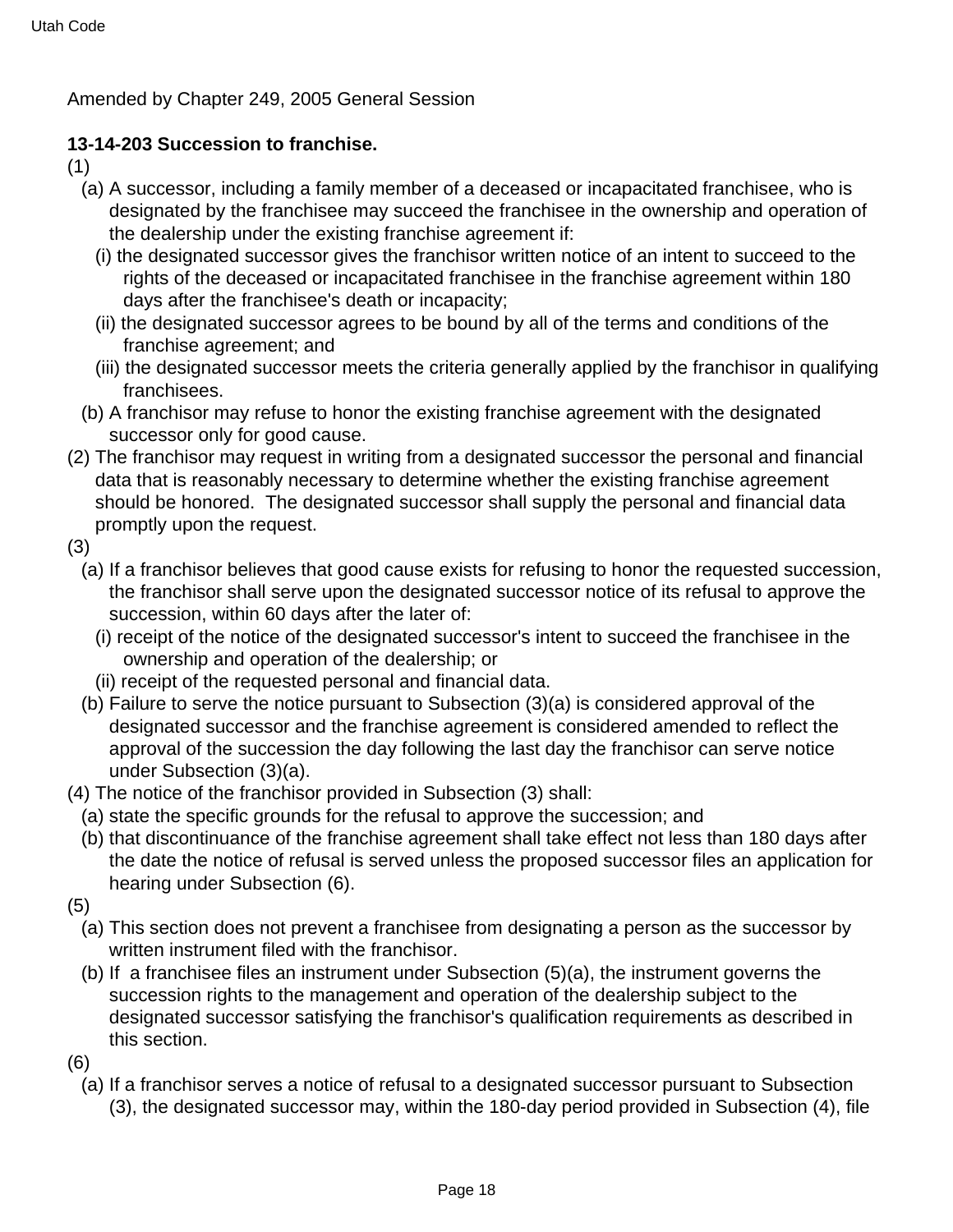Amended by Chapter 249, 2005 General Session

**13-14-203 Succession to franchise.**

(1)

(a) A successor, including a family member of a deceased or incapacitated franchisee, who is designated by the franchisee may succeed the franchisee in the ownership and operation of the dealership under the existing franchise agreement if:

(i) the designated successor gives the franchisor written notice of an intent to succeed to the rights of the deceased or incapacitated franchisee in the franchise agreement within 180 days after the franchisee's death or incapacity;

(ii) the designated successor agrees to be bound by all of the terms and conditions of the franchise agreement; and

(iii) the designated successor meets the criteria generally applied by the franchisor in qualifying franchisees.

(b) A franchisor may refuse to honor the existing franchise agreement with the designated successor only for good cause.

(2) The franchisor may request in writing from a designated successor the personal and financial data that is reasonably necessary to determine whether the existing franchise agreement should be honored. The designated successor shall supply the personal and financial data promptly upon the request.

(3)

(a) If a franchisor believes that good cause exists for refusing to honor the requested succession, the franchisor shall serve upon the designated successor notice of its refusal to approve the succession, within 60 days after the later of:

(i) receipt of the notice of the designated successor's intent to succeed the franchisee in the ownership and operation of the dealership; or

(ii) receipt of the requested personal and financial data.

(b) Failure to serve the notice pursuant to Subsection (3)(a) is considered approval of the designated successor and the franchise agreement is considered amended to reflect the approval of the succession the day following the last day the franchisor can serve notice under Subsection (3)(a).

(4) The notice of the franchisor provided in Subsection (3) shall:

(a) state the specific grounds for the refusal to approve the succession; and

(b) that discontinuance of the franchise agreement shall take effect not less than 180 days after the date the notice of refusal is served unless the proposed successor files an application for hearing under Subsection (6).

(5)

(a) This section does not prevent a franchisee from designating a person as the successor by written instrument filed with the franchisor.

(b) If a franchisee files an instrument under Subsection (5)(a), the instrument governs the succession rights to the management and operation of the dealership subject to the designated successor satisfying the franchisor's qualification requirements as described in this section.

(6)

(a) If a franchisor serves a notice of refusal to a designated successor pursuant to Subsection (3), the designated successor may, within the 180-day period provided in Subsection (4), file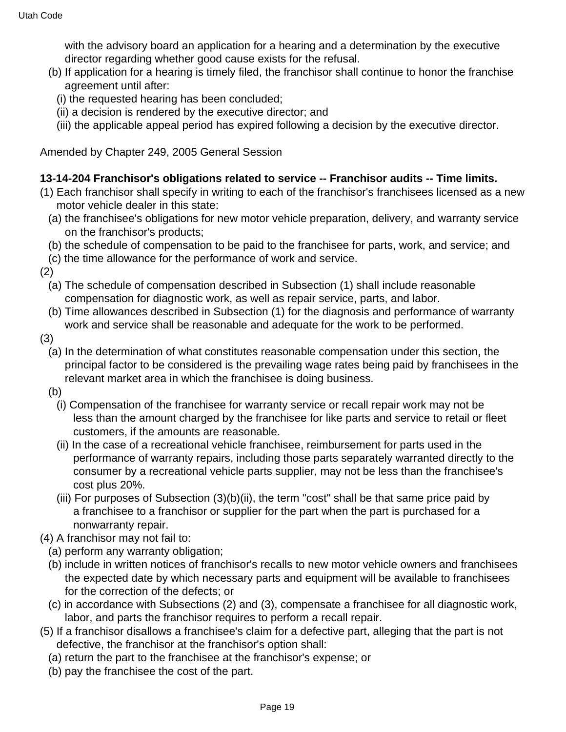with the advisory board an application for a hearing and a determination by the executive director regarding whether good cause exists for the refusal.

(b) If application for a hearing is timely filed, the franchisor shall continue to honor the franchise agreement until after:

(i) the requested hearing has been concluded;

(ii) a decision is rendered by the executive director; and

(iii) the applicable appeal period has expired following a decision by the executive director.

Amended by Chapter 249, 2005 General Session

**13-14-204 Franchisor's obligations related to service -- Franchisor audits -- Time limits.**

(1) Each franchisor shall specify in writing to each of the franchisor's franchisees licensed as a new motor vehicle dealer in this state:

(a) the franchisee's obligations for new motor vehicle preparation, delivery, and warranty service on the franchisor's products;

(b) the schedule of compensation to be paid to the franchisee for parts, work, and service; and

(c) the time allowance for the performance of work and service.

(2)

(a) The schedule of compensation described in Subsection (1) shall include reasonable compensation for diagnostic work, as well as repair service, parts, and labor.

(b) Time allowances described in Subsection (1) for the diagnosis and performance of warranty work and service shall be reasonable and adequate for the work to be performed.

(3)

(a) In the determination of what constitutes reasonable compensation under this section, the principal factor to be considered is the prevailing wage rates being paid by franchisees in the relevant market area in which the franchisee is doing business.

(b)

(i) Compensation of the franchisee for warranty service or recall repair work may not be less than the amount charged by the franchisee for like parts and service to retail or fleet customers, if the amounts are reasonable.

(ii) In the case of a recreational vehicle franchisee, reimbursement for parts used in the performance of warranty repairs, including those parts separately warranted directly to the consumer by a recreational vehicle parts supplier, may not be less than the franchisee's cost plus 20%.

(iii) For purposes of Subsection (3)(b)(ii), the term "cost" shall be that same price paid by a franchisee to a franchisor or supplier for the part when the part is purchased for a nonwarranty repair.

(4) A franchisor may not fail to:

(a) perform any warranty obligation;

(b) include in written notices of franchisor's recalls to new motor vehicle owners and franchisees the expected date by which necessary parts and equipment will be available to franchisees for the correction of the defects; or

(c) in accordance with Subsections (2) and (3), compensate a franchisee for all diagnostic work, labor, and parts the franchisor requires to perform a recall repair.

(5) If a franchisor disallows a franchisee's claim for a defective part, alleging that the part is not defective, the franchisor at the franchisor's option shall:

(a) return the part to the franchisee at the franchisor's expense; or

(b) pay the franchisee the cost of the part.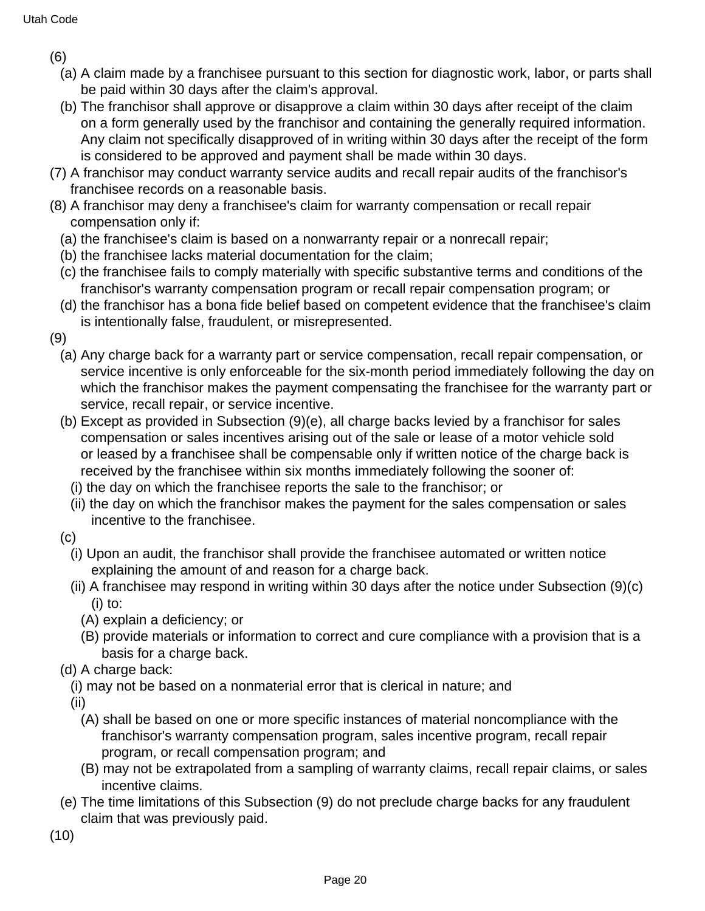(6)

(a) A claim made by a franchisee pursuant to this section for diagnostic work, labor, or parts shall be paid within 30 days after the claim's approval.

(b) The franchisor shall approve or disapprove a claim within 30 days after receipt of the claim on a form generally used by the franchisor and containing the generally required information. Any claim not specifically disapproved of in writing within 30 days after the receipt of the form is considered to be approved and payment shall be made within 30 days.

(7) A franchisor may conduct warranty service audits and recall repair audits of the franchisor's franchisee records on a reasonable basis.

(8) A franchisor may deny a franchisee's claim for warranty compensation or recall repair compensation only if:

(a) the franchisee's claim is based on a nonwarranty repair or a nonrecall repair;

(b) the franchisee lacks material documentation for the claim;

(c) the franchisee fails to comply materially with specific substantive terms and conditions of the franchisor's warranty compensation program or recall repair compensation program; or

(d) the franchisor has a bona fide belief based on competent evidence that the franchisee's claim is intentionally false, fraudulent, or misrepresented.

(9)

(a) Any charge back for a warranty part or service compensation, recall repair compensation, or service incentive is only enforceable for the six-month period immediately following the day on which the franchisor makes the payment compensating the franchisee for the warranty part or service, recall repair, or service incentive.

(b) Except as provided in Subsection (9)(e), all charge backs levied by a franchisor for sales compensation or sales incentives arising out of the sale or lease of a motor vehicle sold or leased by a franchisee shall be compensable only if written notice of the charge back is received by the franchisee within six months immediately following the sooner of:

(i) the day on which the franchisee reports the sale to the franchisor; or

(ii) the day on which the franchisor makes the payment for the sales compensation or sales incentive to the franchisee.

(c)

(i) Upon an audit, the franchisor shall provide the franchisee automated or written notice explaining the amount of and reason for a charge back.

(ii) A franchisee may respond in writing within 30 days after the notice under Subsection (9)(c)(i) to:

(A) explain a deficiency; or

(B) provide materials or information to correct and cure compliance with a provision that is a basis for a charge back.

(d) A charge back:

(i) may not be based on a nonmaterial error that is clerical in nature; and

(ii)

(A) shall be based on one or more specific instances of material noncompliance with the franchisor's warranty compensation program, sales incentive program, recall repair program, or recall compensation program; and

(B) may not be extrapolated from a sampling of warranty claims, recall repair claims, or sales incentive claims.

(e) The time limitations of this Subsection (9) do not preclude charge backs for any fraudulent claim that was previously paid.

(10)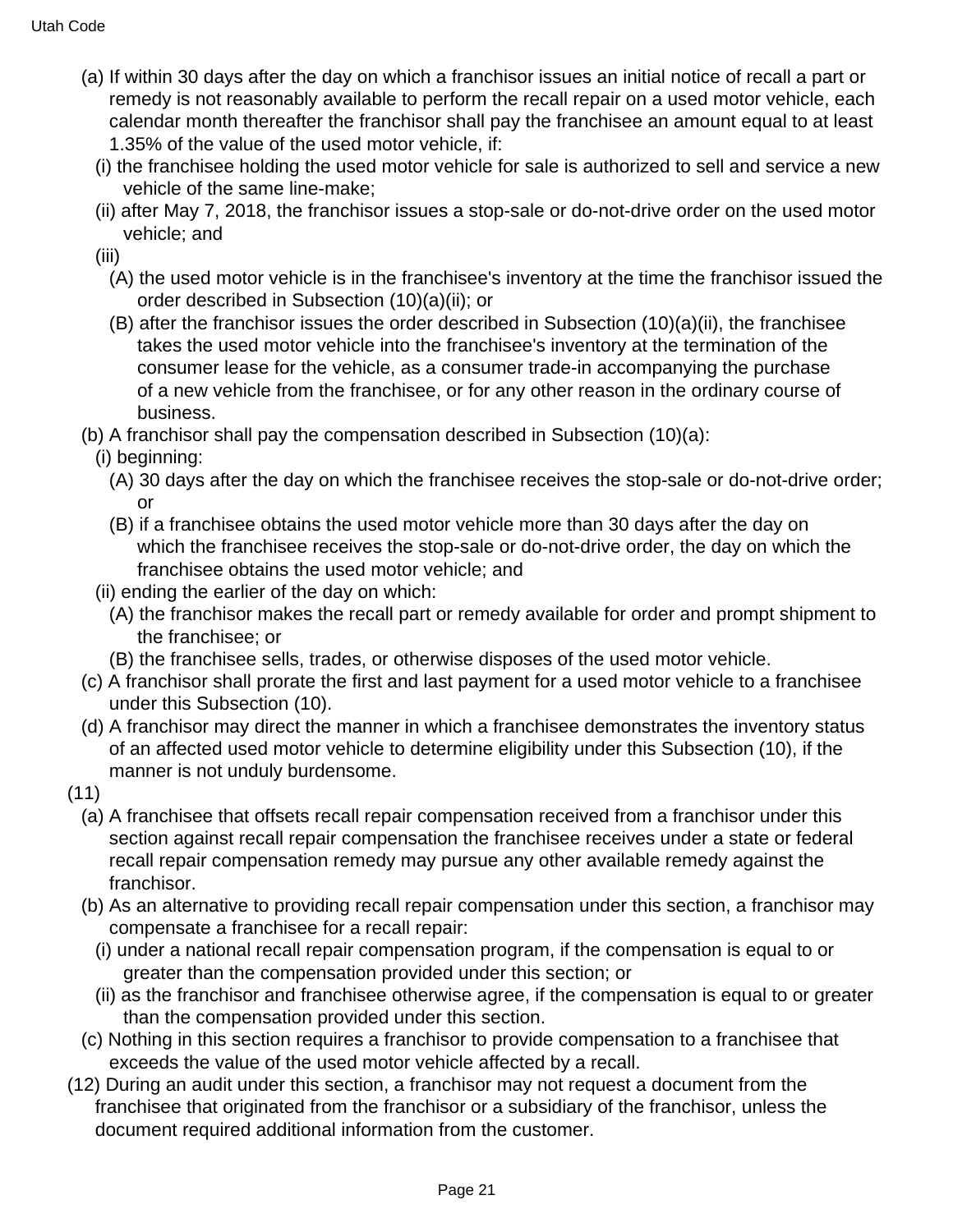(a) If within 30 days after the day on which a franchisor issues an initial notice of recall a part or remedy is not reasonably available to perform the recall repair on a used motor vehicle, each calendar month thereafter the franchisor shall pay the franchisee an amount equal to at least 1.35% of the value of the used motor vehicle, if:

(i) the franchisee holding the used motor vehicle for sale is authorized to sell and service a new vehicle of the same line-make;

(ii) after May 7, 2018, the franchisor issues a stop-sale or do-not-drive order on the used motor vehicle; and

(iii)

(A) the used motor vehicle is in the franchisee's inventory at the time the franchisor issued the order described in Subsection (10)(a)(ii); or

(B) after the franchisor issues the order described in Subsection (10)(a)(ii), the franchisee takes the used motor vehicle into the franchisee's inventory at the termination of the consumer lease for the vehicle, as a consumer trade-in accompanying the purchase of a new vehicle from the franchisee, or for any other reason in the ordinary course of business.

(b) A franchisor shall pay the compensation described in Subsection (10)(a):

(i) beginning:

(A) 30 days after the day on which the franchisee receives the stop-sale or do-not-drive order; or

(B) if a franchisee obtains the used motor vehicle more than 30 days after the day on which the franchisee receives the stop-sale or do-not-drive order, the day on which the franchisee obtains the used motor vehicle; and

(ii) ending the earlier of the day on which:

(A) the franchisor makes the recall part or remedy available for order and prompt shipment to the franchisee; or

(B) the franchisee sells, trades, or otherwise disposes of the used motor vehicle.

(c) A franchisor shall prorate the first and last payment for a used motor vehicle to a franchisee under this Subsection (10).

(d) A franchisor may direct the manner in which a franchisee demonstrates the inventory status of an affected used motor vehicle to determine eligibility under this Subsection (10), if the manner is not unduly burdensome.

(11)

(a) A franchisee that offsets recall repair compensation received from a franchisor under this section against recall repair compensation the franchisee receives under a state or federal recall repair compensation remedy may pursue any other available remedy against the franchisor.

(b) As an alternative to providing recall repair compensation under this section, a franchisor may compensate a franchisee for a recall repair:

(i) under a national recall repair compensation program, if the compensation is equal to or greater than the compensation provided under this section; or

(ii) as the franchisor and franchisee otherwise agree, if the compensation is equal to or greater than the compensation provided under this section.

(c) Nothing in this section requires a franchisor to provide compensation to a franchisee that exceeds the value of the used motor vehicle affected by a recall.

(12) During an audit under this section, a franchisor may not request a document from the franchisee that originated from the franchisor or a subsidiary of the franchisor, unless the document required additional information from the customer.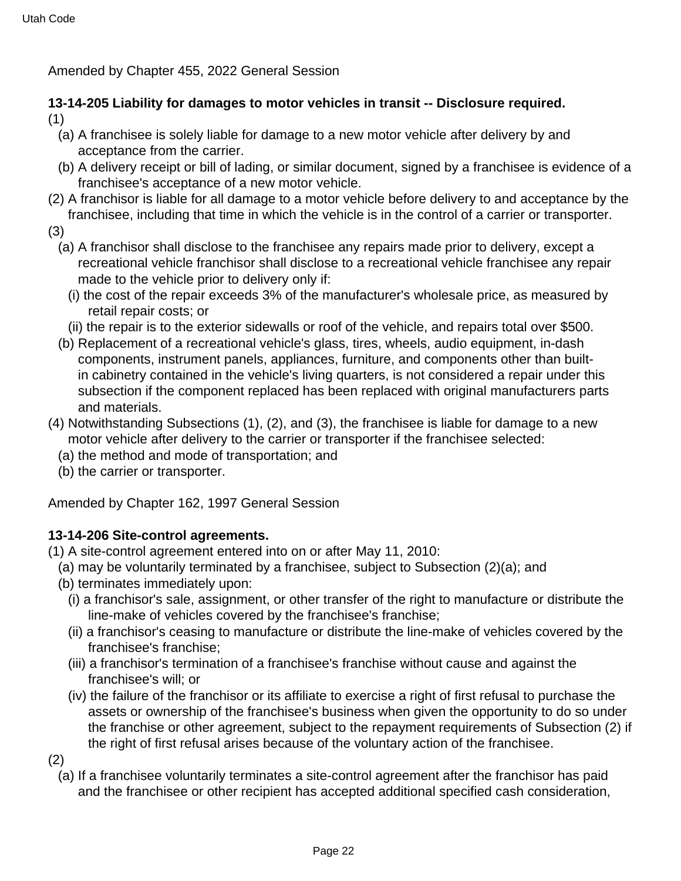Amended by Chapter 455, 2022 General Session

**13-14-205 Liability for damages to motor vehicles in transit -- Disclosure required.**

(1)

(a) A franchisee is solely liable for damage to a new motor vehicle after delivery by and acceptance from the carrier.

(b) A delivery receipt or bill of lading, or similar document, signed by a franchisee is evidence of a franchisee's acceptance of a new motor vehicle.

(2) A franchisor is liable for all damage to a motor vehicle before delivery to and acceptance by the franchisee, including that time in which the vehicle is in the control of a carrier or transporter.

(3)

(a) A franchisor shall disclose to the franchisee any repairs made prior to delivery, except a recreational vehicle franchisor shall disclose to a recreational vehicle franchisee any repair made to the vehicle prior to delivery only if:

(i) the cost of the repair exceeds 3% of the manufacturer's wholesale price, as measured by retail repair costs; or

(ii) the repair is to the exterior sidewalls or roof of the vehicle, and repairs total over $500.

(b) Replacement of a recreational vehicle's glass, tires, wheels, audio equipment, in-dash components, instrument panels, appliances, furniture, and components other than built-in cabinetry contained in the vehicle's living quarters, is not considered a repair under this subsection if the component replaced has been replaced with original manufacturers parts and materials.

(4) Notwithstanding Subsections (1), (2), and (3), the franchisee is liable for damage to a new motor vehicle after delivery to the carrier or transporter if the franchisee selected:

(a) the method and mode of transportation; and

(b) the carrier or transporter.

Amended by Chapter 162, 1997 General Session

**13-14-206 Site-control agreements.**

(1) A site-control agreement entered into on or after May 11, 2010:

(a) may be voluntarily terminated by a franchisee, subject to Subsection (2)(a); and

(b) terminates immediately upon:

(i) a franchisor's sale, assignment, or other transfer of the right to manufacture or distribute the line-make of vehicles covered by the franchisee's franchise;

(ii) a franchisor's ceasing to manufacture or distribute the line-make of vehicles covered by the franchisee's franchise;

(iii) a franchisor's termination of a franchisee's franchise without cause and against the franchisee's will; or

(iv) the failure of the franchisor or its affiliate to exercise a right of first refusal to purchase the assets or ownership of the franchisee's business when given the opportunity to do so under the franchise or other agreement, subject to the repayment requirements of Subsection (2) if the right of first refusal arises because of the voluntary action of the franchisee.

(2)

(a) If a franchisee voluntarily terminates a site-control agreement after the franchisor has paid and the franchisee or other recipient has accepted additional specified cash consideration,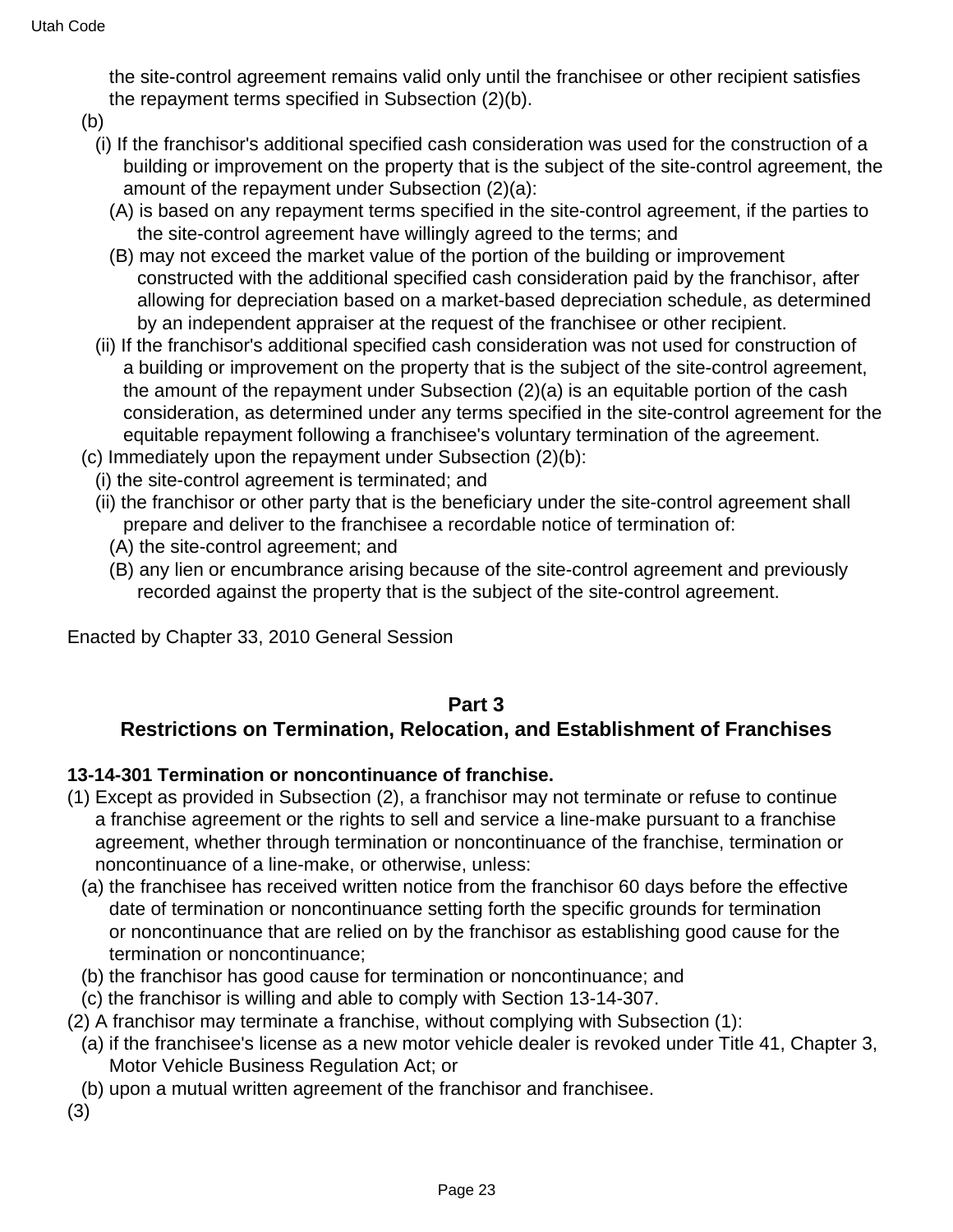the site-control agreement remains valid only until the franchisee or other recipient satisfies the repayment terms specified in Subsection (2)(b).

(b)

(i) If the franchisor's additional specified cash consideration was used for the construction of a building or improvement on the property that is the subject of the site-control agreement, the amount of the repayment under Subsection (2)(a):

(A) is based on any repayment terms specified in the site-control agreement, if the parties to the site-control agreement have willingly agreed to the terms; and

(B) may not exceed the market value of the portion of the building or improvement constructed with the additional specified cash consideration paid by the franchisor, after allowing for depreciation based on a market-based depreciation schedule, as determined by an independent appraiser at the request of the franchisee or other recipient.

(ii) If the franchisor's additional specified cash consideration was not used for construction of a building or improvement on the property that is the subject of the site-control agreement, the amount of the repayment under Subsection (2)(a) is an equitable portion of the cash consideration, as determined under any terms specified in the site-control agreement for the equitable repayment following a franchisee's voluntary termination of the agreement.

(c) Immediately upon the repayment under Subsection (2)(b):

(i) the site-control agreement is terminated; and

(ii) the franchisor or other party that is the beneficiary under the site-control agreement shall prepare and deliver to the franchisee a recordable notice of termination of:

(A) the site-control agreement; and

(B) any lien or encumbrance arising because of the site-control agreement and previously recorded against the property that is the subject of the site-control agreement.

Enacted by Chapter 33, 2010 General Session

## Part 3
## Restrictions on Termination, Relocation, and Establishment of Franchises

### 13-14-301 Termination or noncontinuance of franchise.

(1) Except as provided in Subsection (2), a franchisor may not terminate or refuse to continue a franchise agreement or the rights to sell and service a line-make pursuant to a franchise agreement, whether through termination or noncontinuance of the franchise, termination or noncontinuance of a line-make, or otherwise, unless:

(a) the franchisee has received written notice from the franchisor 60 days before the effective date of termination or noncontinuance setting forth the specific grounds for termination or noncontinuance that are relied on by the franchisor as establishing good cause for the termination or noncontinuance;

(b) the franchisor has good cause for termination or noncontinuance; and

(c) the franchisor is willing and able to comply with Section 13-14-307.

(2) A franchisor may terminate a franchise, without complying with Subsection (1):

(a) if the franchisee's license as a new motor vehicle dealer is revoked under Title 41, Chapter 3, Motor Vehicle Business Regulation Act; or

(b) upon a mutual written agreement of the franchisor and franchisee.

(3)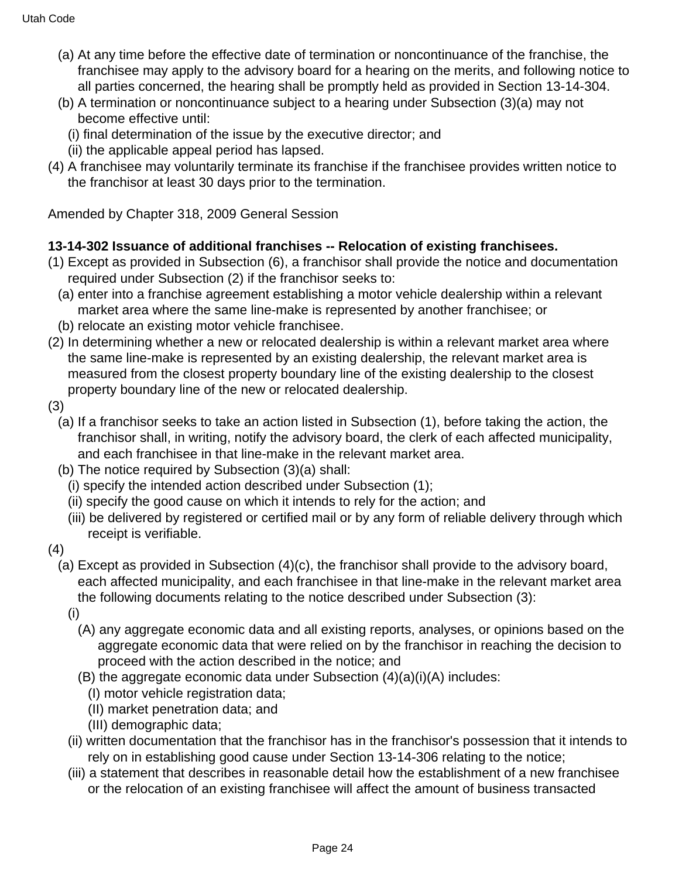(a) At any time before the effective date of termination or noncontinuance of the franchise, the franchisee may apply to the advisory board for a hearing on the merits, and following notice to all parties concerned, the hearing shall be promptly held as provided in Section 13-14-304.

(b) A termination or noncontinuance subject to a hearing under Subsection (3)(a) may not become effective until:

(i) final determination of the issue by the executive director; and

(ii) the applicable appeal period has lapsed.

(4) A franchisee may voluntarily terminate its franchise if the franchisee provides written notice to the franchisor at least 30 days prior to the termination.

Amended by Chapter 318, 2009 General Session

**13-14-302 Issuance of additional franchises -- Relocation of existing franchisees.**

(1) Except as provided in Subsection (6), a franchisor shall provide the notice and documentation required under Subsection (2) if the franchisor seeks to:

(a) enter into a franchise agreement establishing a motor vehicle dealership within a relevant market area where the same line-make is represented by another franchisee; or

(b) relocate an existing motor vehicle franchisee.

(2) In determining whether a new or relocated dealership is within a relevant market area where the same line-make is represented by an existing dealership, the relevant market area is measured from the closest property boundary line of the existing dealership to the closest property boundary line of the new or relocated dealership.

(3)

(a) If a franchisor seeks to take an action listed in Subsection (1), before taking the action, the franchisor shall, in writing, notify the advisory board, the clerk of each affected municipality, and each franchisee in that line-make in the relevant market area.

(b) The notice required by Subsection (3)(a) shall:

(i) specify the intended action described under Subsection (1);

(ii) specify the good cause on which it intends to rely for the action; and

(iii) be delivered by registered or certified mail or by any form of reliable delivery through which receipt is verifiable.

(4)

(a) Except as provided in Subsection (4)(c), the franchisor shall provide to the advisory board, each affected municipality, and each franchisee in that line-make in the relevant market area the following documents relating to the notice described under Subsection (3):

(i)

(A) any aggregate economic data and all existing reports, analyses, or opinions based on the aggregate economic data that were relied on by the franchisor in reaching the decision to proceed with the action described in the notice; and

(B) the aggregate economic data under Subsection (4)(a)(i)(A) includes:

(I) motor vehicle registration data;

(II) market penetration data; and

(III) demographic data;

(ii) written documentation that the franchisor has in the franchisor's possession that it intends to rely on in establishing good cause under Section 13-14-306 relating to the notice;

(iii) a statement that describes in reasonable detail how the establishment of a new franchisee or the relocation of an existing franchisee will affect the amount of business transacted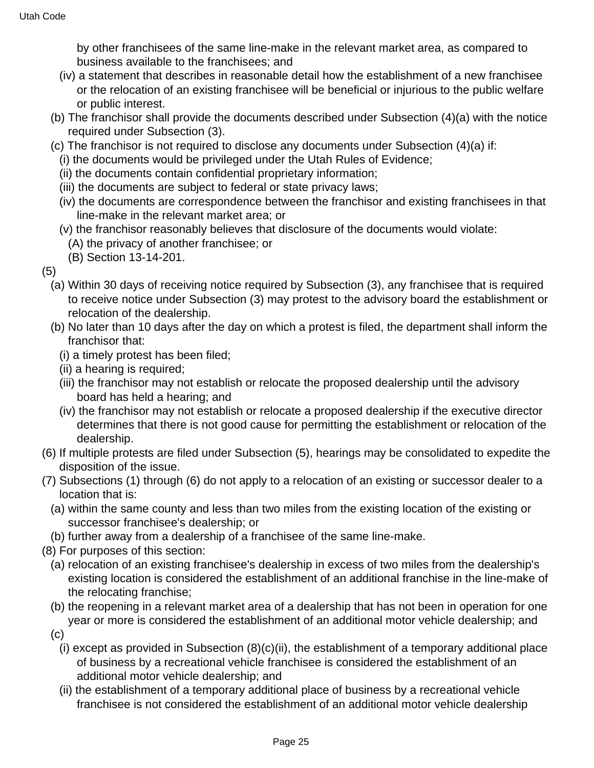by other franchisees of the same line-make in the relevant market area, as compared to business available to the franchisees; and

(iv) a statement that describes in reasonable detail how the establishment of a new franchisee or the relocation of an existing franchisee will be beneficial or injurious to the public welfare or public interest.

(b) The franchisor shall provide the documents described under Subsection (4)(a) with the notice required under Subsection (3).

(c) The franchisor is not required to disclose any documents under Subsection (4)(a) if:

(i) the documents would be privileged under the Utah Rules of Evidence;

(ii) the documents contain confidential proprietary information;

(iii) the documents are subject to federal or state privacy laws;

(iv) the documents are correspondence between the franchisor and existing franchisees in that line-make in the relevant market area; or

(v) the franchisor reasonably believes that disclosure of the documents would violate:

(A) the privacy of another franchisee; or

(B) Section 13-14-201.

(5)

(a) Within 30 days of receiving notice required by Subsection (3), any franchisee that is required to receive notice under Subsection (3) may protest to the advisory board the establishment or relocation of the dealership.

(b) No later than 10 days after the day on which a protest is filed, the department shall inform the franchisor that:

(i) a timely protest has been filed;

(ii) a hearing is required;

(iii) the franchisor may not establish or relocate the proposed dealership until the advisory board has held a hearing; and

(iv) the franchisor may not establish or relocate a proposed dealership if the executive director determines that there is not good cause for permitting the establishment or relocation of the dealership.

(6) If multiple protests are filed under Subsection (5), hearings may be consolidated to expedite the disposition of the issue.

(7) Subsections (1) through (6) do not apply to a relocation of an existing or successor dealer to a location that is:

(a) within the same county and less than two miles from the existing location of the existing or successor franchisee's dealership; or

(b) further away from a dealership of a franchisee of the same line-make.

(8) For purposes of this section:

(a) relocation of an existing franchisee's dealership in excess of two miles from the dealership's existing location is considered the establishment of an additional franchise in the line-make of the relocating franchise;

(b) the reopening in a relevant market area of a dealership that has not been in operation for one year or more is considered the establishment of an additional motor vehicle dealership; and

(c)

(i) except as provided in Subsection (8)(c)(ii), the establishment of a temporary additional place of business by a recreational vehicle franchisee is considered the establishment of an additional motor vehicle dealership; and

(ii) the establishment of a temporary additional place of business by a recreational vehicle franchisee is not considered the establishment of an additional motor vehicle dealership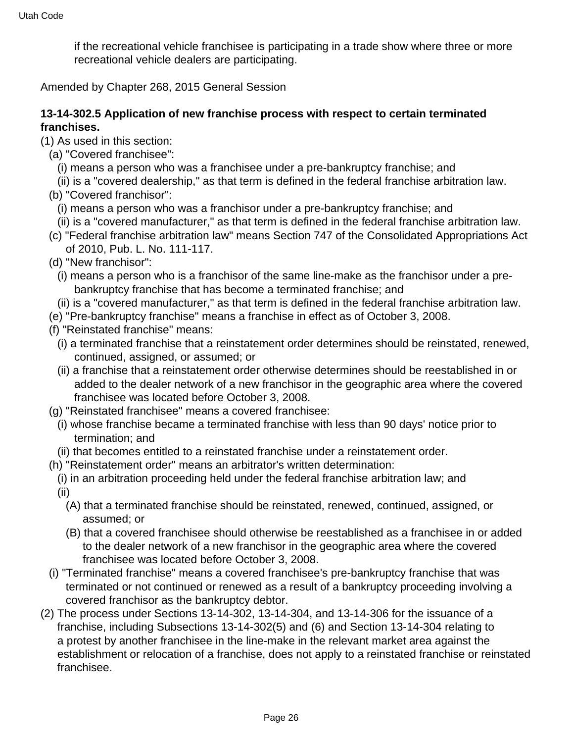if the recreational vehicle franchisee is participating in a trade show where three or more recreational vehicle dealers are participating.

Amended by Chapter 268, 2015 General Session

**13-14-302.5 Application of new franchise process with respect to certain terminated franchises.**

(1) As used in this section:

(a) "Covered franchisee":

(i) means a person who was a franchisee under a pre-bankruptcy franchise; and

(ii) is a "covered dealership," as that term is defined in the federal franchise arbitration law.

(b) "Covered franchisor":

(i) means a person who was a franchisor under a pre-bankruptcy franchise; and

(ii) is a "covered manufacturer," as that term is defined in the federal franchise arbitration law.

(c) "Federal franchise arbitration law" means Section 747 of the Consolidated Appropriations Act of 2010, Pub. L. No. 111-117.

(d) "New franchisor":

(i) means a person who is a franchisor of the same line-make as the franchisor under a pre-bankruptcy franchise that has become a terminated franchise; and

(ii) is a "covered manufacturer," as that term is defined in the federal franchise arbitration law.

(e) "Pre-bankruptcy franchise" means a franchise in effect as of October 3, 2008.

(f) "Reinstated franchise" means:

(i) a terminated franchise that a reinstatement order determines should be reinstated, renewed, continued, assigned, or assumed; or

(ii) a franchise that a reinstatement order otherwise determines should be reestablished in or added to the dealer network of a new franchisor in the geographic area where the covered franchisee was located before October 3, 2008.

(g) "Reinstated franchisee" means a covered franchisee:

(i) whose franchise became a terminated franchise with less than 90 days' notice prior to termination; and

(ii) that becomes entitled to a reinstated franchise under a reinstatement order.

(h) "Reinstatement order" means an arbitrator's written determination:

(i) in an arbitration proceeding held under the federal franchise arbitration law; and

(ii)

(A) that a terminated franchise should be reinstated, renewed, continued, assigned, or assumed; or

(B) that a covered franchisee should otherwise be reestablished as a franchisee in or added to the dealer network of a new franchisor in the geographic area where the covered franchisee was located before October 3, 2008.

(i) "Terminated franchise" means a covered franchisee's pre-bankruptcy franchise that was terminated or not continued or renewed as a result of a bankruptcy proceeding involving a covered franchisor as the bankruptcy debtor.

(2) The process under Sections 13-14-302, 13-14-304, and 13-14-306 for the issuance of a franchise, including Subsections 13-14-302(5) and (6) and Section 13-14-304 relating to a protest by another franchisee in the line-make in the relevant market area against the establishment or relocation of a franchise, does not apply to a reinstated franchise or reinstated franchisee.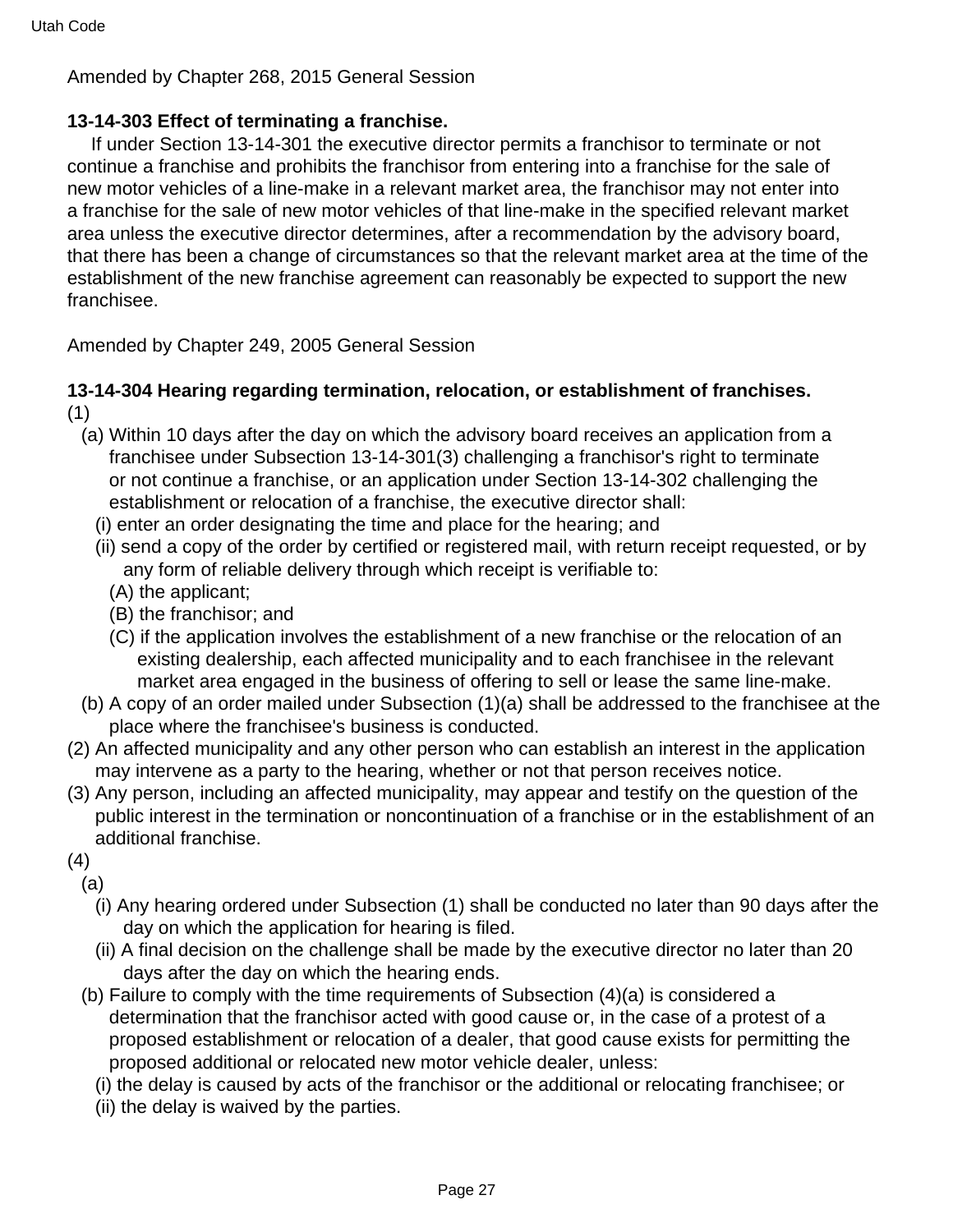Amended by Chapter 268, 2015 General Session

**13-14-303 Effect of terminating a franchise.**

If under Section 13-14-301 the executive director permits a franchisor to terminate or not continue a franchise and prohibits the franchisor from entering into a franchise for the sale of new motor vehicles of a line-make in a relevant market area, the franchisor may not enter into a franchise for the sale of new motor vehicles of that line-make in the specified relevant market area unless the executive director determines, after a recommendation by the advisory board, that there has been a change of circumstances so that the relevant market area at the time of the establishment of the new franchise agreement can reasonably be expected to support the new franchisee.

Amended by Chapter 249, 2005 General Session

**13-14-304 Hearing regarding termination, relocation, or establishment of franchises.**

(1)

(a) Within 10 days after the day on which the advisory board receives an application from a franchisee under Subsection 13-14-301(3) challenging a franchisor's right to terminate or not continue a franchise, or an application under Section 13-14-302 challenging the establishment or relocation of a franchise, the executive director shall:

(i) enter an order designating the time and place for the hearing; and

(ii) send a copy of the order by certified or registered mail, with return receipt requested, or by any form of reliable delivery through which receipt is verifiable to:

(A) the applicant;

(B) the franchisor; and

(C) if the application involves the establishment of a new franchise or the relocation of an existing dealership, each affected municipality and to each franchisee in the relevant market area engaged in the business of offering to sell or lease the same line-make.

(b) A copy of an order mailed under Subsection (1)(a) shall be addressed to the franchisee at the place where the franchisee's business is conducted.

(2) An affected municipality and any other person who can establish an interest in the application may intervene as a party to the hearing, whether or not that person receives notice.

(3) Any person, including an affected municipality, may appear and testify on the question of the public interest in the termination or noncontinuation of a franchise or in the establishment of an additional franchise.

(4)

(a)

(i) Any hearing ordered under Subsection (1) shall be conducted no later than 90 days after the day on which the application for hearing is filed.

(ii) A final decision on the challenge shall be made by the executive director no later than 20 days after the day on which the hearing ends.

(b) Failure to comply with the time requirements of Subsection (4)(a) is considered a determination that the franchisor acted with good cause or, in the case of a protest of a proposed establishment or relocation of a dealer, that good cause exists for permitting the proposed additional or relocated new motor vehicle dealer, unless:

(i) the delay is caused by acts of the franchisor or the additional or relocating franchisee; or

(ii) the delay is waived by the parties.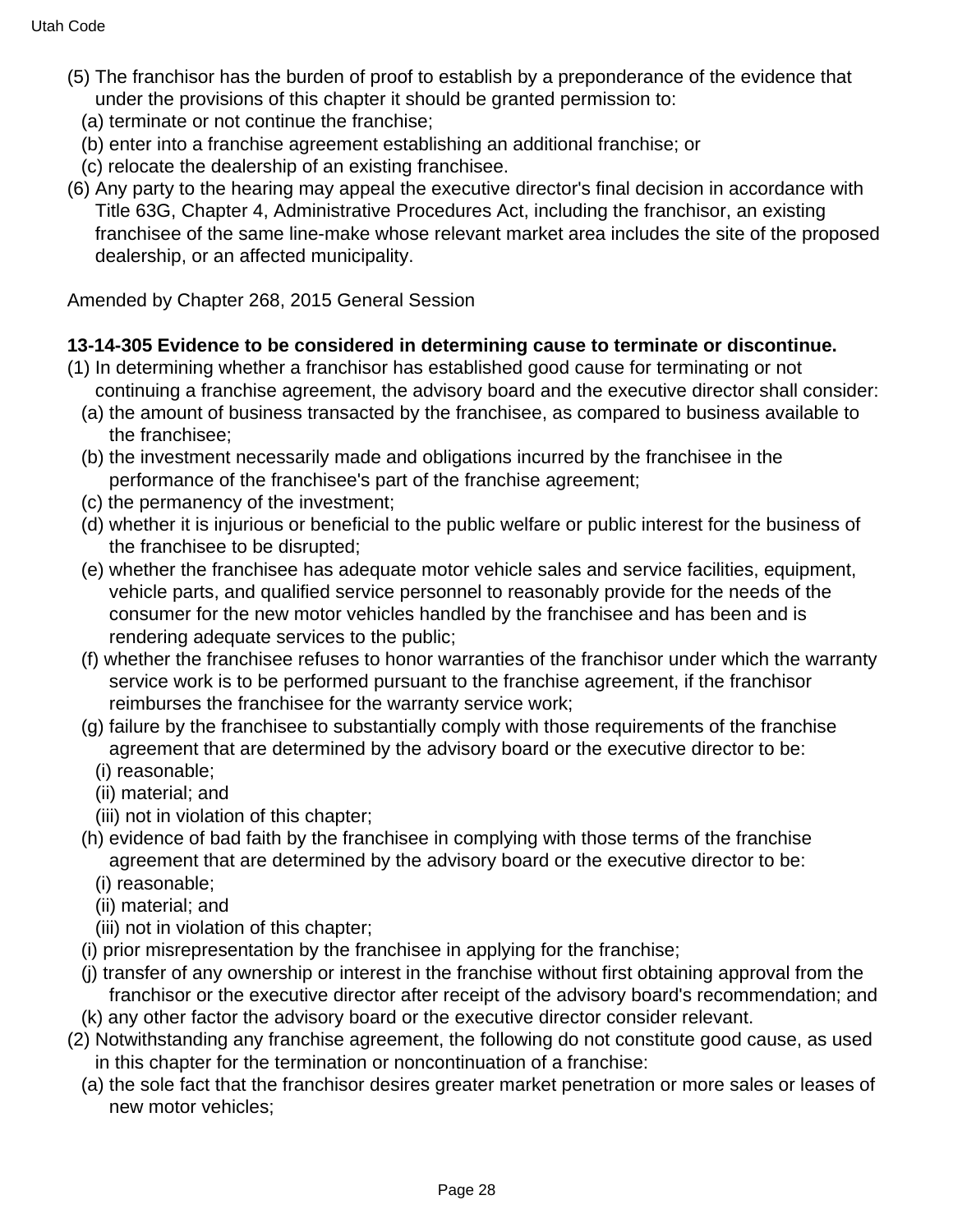(5) The franchisor has the burden of proof to establish by a preponderance of the evidence that under the provisions of this chapter it should be granted permission to:

(a) terminate or not continue the franchise;

(b) enter into a franchise agreement establishing an additional franchise; or

(c) relocate the dealership of an existing franchisee.

(6) Any party to the hearing may appeal the executive director's final decision in accordance with Title 63G, Chapter 4, Administrative Procedures Act, including the franchisor, an existing franchisee of the same line-make whose relevant market area includes the site of the proposed dealership, or an affected municipality.

Amended by Chapter 268, 2015 General Session

**13-14-305 Evidence to be considered in determining cause to terminate or discontinue.**

(1) In determining whether a franchisor has established good cause for terminating or not continuing a franchise agreement, the advisory board and the executive director shall consider:

(a) the amount of business transacted by the franchisee, as compared to business available to the franchisee;

(b) the investment necessarily made and obligations incurred by the franchisee in the performance of the franchisee's part of the franchise agreement;

(c) the permanency of the investment;

(d) whether it is injurious or beneficial to the public welfare or public interest for the business of the franchisee to be disrupted;

(e) whether the franchisee has adequate motor vehicle sales and service facilities, equipment, vehicle parts, and qualified service personnel to reasonably provide for the needs of the consumer for the new motor vehicles handled by the franchisee and has been and is rendering adequate services to the public;

(f) whether the franchisee refuses to honor warranties of the franchisor under which the warranty service work is to be performed pursuant to the franchise agreement, if the franchisor reimburses the franchisee for the warranty service work;

(g) failure by the franchisee to substantially comply with those requirements of the franchise agreement that are determined by the advisory board or the executive director to be:

(i) reasonable;

(ii) material; and

(iii) not in violation of this chapter;

(h) evidence of bad faith by the franchisee in complying with those terms of the franchise agreement that are determined by the advisory board or the executive director to be:

(i) reasonable;

(ii) material; and

(iii) not in violation of this chapter;

(i) prior misrepresentation by the franchisee in applying for the franchise;

(j) transfer of any ownership or interest in the franchise without first obtaining approval from the franchisor or the executive director after receipt of the advisory board's recommendation; and

(k) any other factor the advisory board or the executive director consider relevant.

(2) Notwithstanding any franchise agreement, the following do not constitute good cause, as used in this chapter for the termination or noncontinuation of a franchise:

(a) the sole fact that the franchisor desires greater market penetration or more sales or leases of new motor vehicles;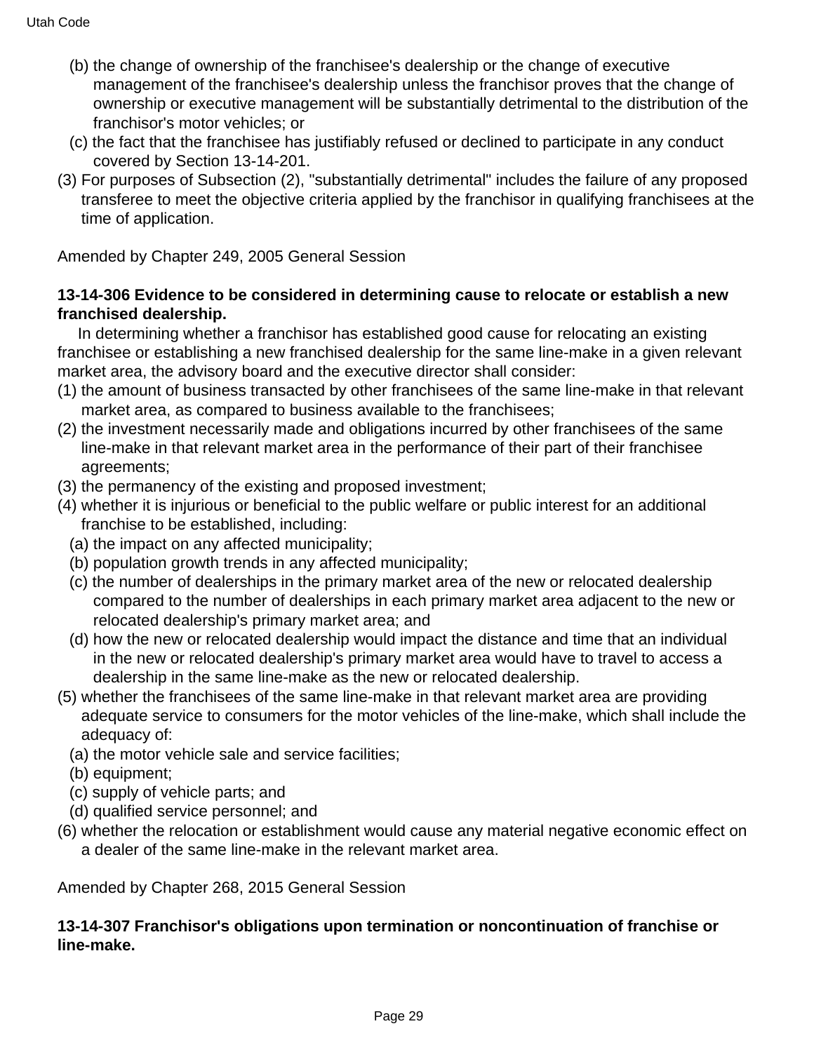(b) the change of ownership of the franchisee's dealership or the change of executive management of the franchisee's dealership unless the franchisor proves that the change of ownership or executive management will be substantially detrimental to the distribution of the franchisor's motor vehicles; or

(c) the fact that the franchisee has justifiably refused or declined to participate in any conduct covered by Section 13-14-201.

(3) For purposes of Subsection (2), "substantially detrimental" includes the failure of any proposed transferee to meet the objective criteria applied by the franchisor in qualifying franchisees at the time of application.

Amended by Chapter 249, 2005 General Session

**13-14-306 Evidence to be considered in determining cause to relocate or establish a new franchised dealership.**

In determining whether a franchisor has established good cause for relocating an existing franchisee or establishing a new franchised dealership for the same line-make in a given relevant market area, the advisory board and the executive director shall consider:

(1) the amount of business transacted by other franchisees of the same line-make in that relevant market area, as compared to business available to the franchisees;

(2) the investment necessarily made and obligations incurred by other franchisees of the same line-make in that relevant market area in the performance of their part of their franchisee agreements;

(3) the permanency of the existing and proposed investment;

(4) whether it is injurious or beneficial to the public welfare or public interest for an additional franchise to be established, including:

(a) the impact on any affected municipality;

(b) population growth trends in any affected municipality;

(c) the number of dealerships in the primary market area of the new or relocated dealership compared to the number of dealerships in each primary market area adjacent to the new or relocated dealership's primary market area; and

(d) how the new or relocated dealership would impact the distance and time that an individual in the new or relocated dealership's primary market area would have to travel to access a dealership in the same line-make as the new or relocated dealership.

(5) whether the franchisees of the same line-make in that relevant market area are providing adequate service to consumers for the motor vehicles of the line-make, which shall include the adequacy of:

(a) the motor vehicle sale and service facilities;

(b) equipment;

(c) supply of vehicle parts; and

(d) qualified service personnel; and

(6) whether the relocation or establishment would cause any material negative economic effect on a dealer of the same line-make in the relevant market area.

Amended by Chapter 268, 2015 General Session

**13-14-307 Franchisor's obligations upon termination or noncontinuation of franchise or line-make.**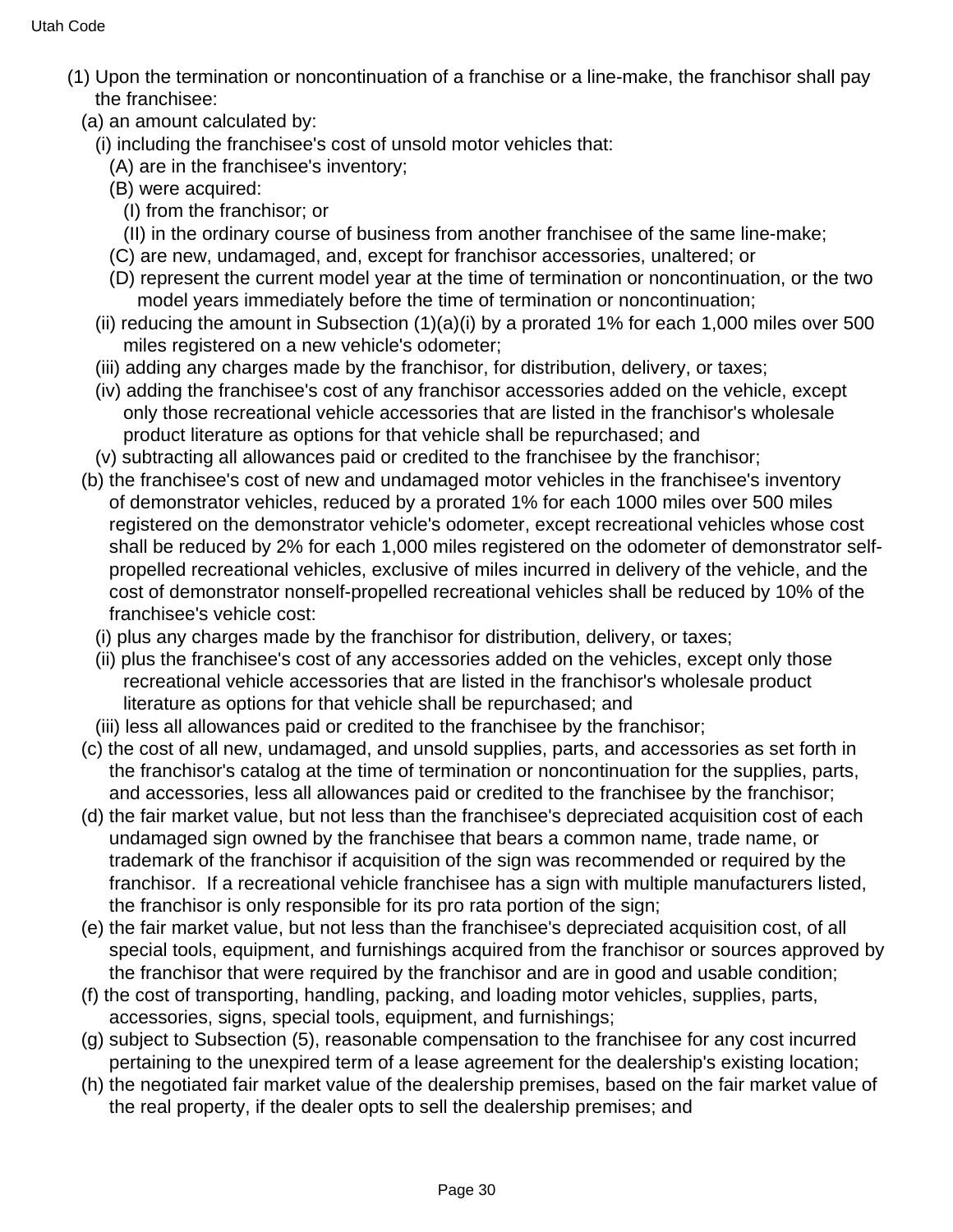(1) Upon the termination or noncontinuation of a franchise or a line-make, the franchisor shall pay the franchisee:

(a) an amount calculated by:

(i) including the franchisee's cost of unsold motor vehicles that:

(A) are in the franchisee's inventory;

(B) were acquired:

(I) from the franchisor; or

(II) in the ordinary course of business from another franchisee of the same line-make;

(C) are new, undamaged, and, except for franchisor accessories, unaltered; or

(D) represent the current model year at the time of termination or noncontinuation, or the two model years immediately before the time of termination or noncontinuation;

(ii) reducing the amount in Subsection (1)(a)(i) by a prorated 1% for each 1,000 miles over 500 miles registered on a new vehicle's odometer;

(iii) adding any charges made by the franchisor, for distribution, delivery, or taxes;

(iv) adding the franchisee's cost of any franchisor accessories added on the vehicle, except only those recreational vehicle accessories that are listed in the franchisor's wholesale product literature as options for that vehicle shall be repurchased; and

(v) subtracting all allowances paid or credited to the franchisee by the franchisor;

(b) the franchisee's cost of new and undamaged motor vehicles in the franchisee's inventory of demonstrator vehicles, reduced by a prorated 1% for each 1000 miles over 500 miles registered on the demonstrator vehicle's odometer, except recreational vehicles whose cost shall be reduced by 2% for each 1,000 miles registered on the odometer of demonstrator self-propelled recreational vehicles, exclusive of miles incurred in delivery of the vehicle, and the cost of demonstrator nonself-propelled recreational vehicles shall be reduced by 10% of the franchisee's vehicle cost:

(i) plus any charges made by the franchisor for distribution, delivery, or taxes;

(ii) plus the franchisee's cost of any accessories added on the vehicles, except only those recreational vehicle accessories that are listed in the franchisor's wholesale product literature as options for that vehicle shall be repurchased; and

(iii) less all allowances paid or credited to the franchisee by the franchisor;

(c) the cost of all new, undamaged, and unsold supplies, parts, and accessories as set forth in the franchisor's catalog at the time of termination or noncontinuation for the supplies, parts, and accessories, less all allowances paid or credited to the franchisee by the franchisor;

(d) the fair market value, but not less than the franchisee's depreciated acquisition cost of each undamaged sign owned by the franchisee that bears a common name, trade name, or trademark of the franchisor if acquisition of the sign was recommended or required by the franchisor. If a recreational vehicle franchisee has a sign with multiple manufacturers listed, the franchisor is only responsible for its pro rata portion of the sign;

(e) the fair market value, but not less than the franchisee's depreciated acquisition cost, of all special tools, equipment, and furnishings acquired from the franchisor or sources approved by the franchisor that were required by the franchisor and are in good and usable condition;

(f) the cost of transporting, handling, packing, and loading motor vehicles, supplies, parts, accessories, signs, special tools, equipment, and furnishings;

(g) subject to Subsection (5), reasonable compensation to the franchisee for any cost incurred pertaining to the unexpired term of a lease agreement for the dealership's existing location;

(h) the negotiated fair market value of the dealership premises, based on the fair market value of the real property, if the dealer opts to sell the dealership premises; and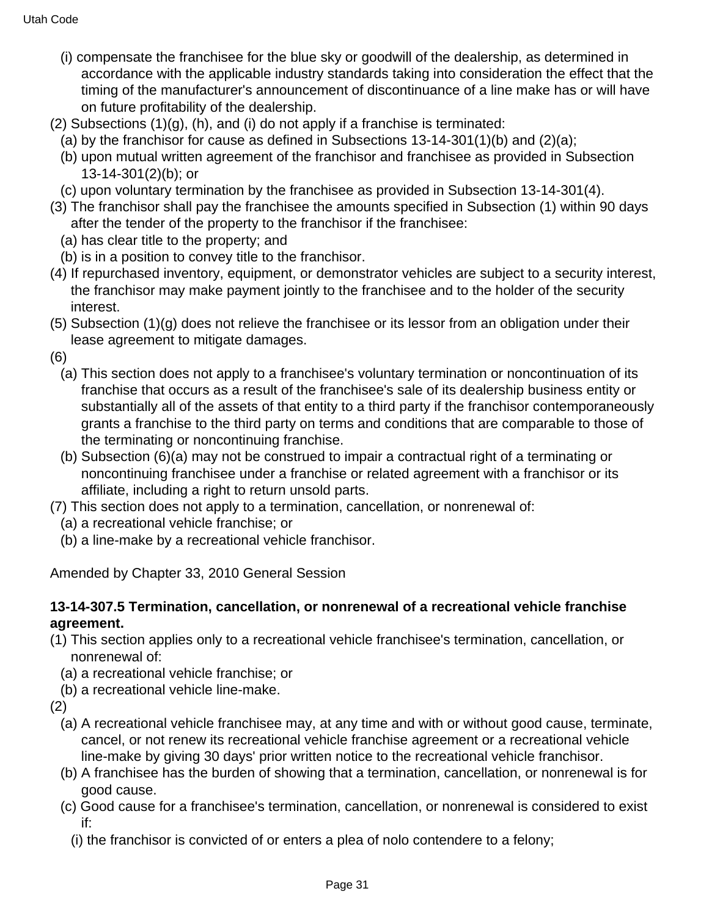(i) compensate the franchisee for the blue sky or goodwill of the dealership, as determined in accordance with the applicable industry standards taking into consideration the effect that the timing of the manufacturer's announcement of discontinuance of a line make has or will have on future profitability of the dealership.

(2) Subsections (1)(g), (h), and (i) do not apply if a franchise is terminated:

(a) by the franchisor for cause as defined in Subsections 13-14-301(1)(b) and (2)(a);

(b) upon mutual written agreement of the franchisor and franchisee as provided in Subsection 13-14-301(2)(b); or

(c) upon voluntary termination by the franchisee as provided in Subsection 13-14-301(4).

(3) The franchisor shall pay the franchisee the amounts specified in Subsection (1) within 90 days after the tender of the property to the franchisor if the franchisee:

(a) has clear title to the property; and

(b) is in a position to convey title to the franchisor.

(4) If repurchased inventory, equipment, or demonstrator vehicles are subject to a security interest, the franchisor may make payment jointly to the franchisee and to the holder of the security interest.

(5) Subsection (1)(g) does not relieve the franchisee or its lessor from an obligation under their lease agreement to mitigate damages.

(6)

(a) This section does not apply to a franchisee's voluntary termination or noncontinuation of its franchise that occurs as a result of the franchisee's sale of its dealership business entity or substantially all of the assets of that entity to a third party if the franchisor contemporaneously grants a franchise to the third party on terms and conditions that are comparable to those of the terminating or noncontinuing franchise.

(b) Subsection (6)(a) may not be construed to impair a contractual right of a terminating or noncontinuing franchisee under a franchise or related agreement with a franchisor or its affiliate, including a right to return unsold parts.

(7) This section does not apply to a termination, cancellation, or nonrenewal of:

(a) a recreational vehicle franchise; or

(b) a line-make by a recreational vehicle franchisor.

Amended by Chapter 33, 2010 General Session

**13-14-307.5 Termination, cancellation, or nonrenewal of a recreational vehicle franchise agreement.**

(1) This section applies only to a recreational vehicle franchisee's termination, cancellation, or nonrenewal of:

(a) a recreational vehicle franchise; or

(b) a recreational vehicle line-make.

(2)

(a) A recreational vehicle franchisee may, at any time and with or without good cause, terminate, cancel, or not renew its recreational vehicle franchise agreement or a recreational vehicle line-make by giving 30 days' prior written notice to the recreational vehicle franchisor.

(b) A franchisee has the burden of showing that a termination, cancellation, or nonrenewal is for good cause.

(c) Good cause for a franchisee's termination, cancellation, or nonrenewal is considered to exist if:

(i) the franchisor is convicted of or enters a plea of nolo contendere to a felony;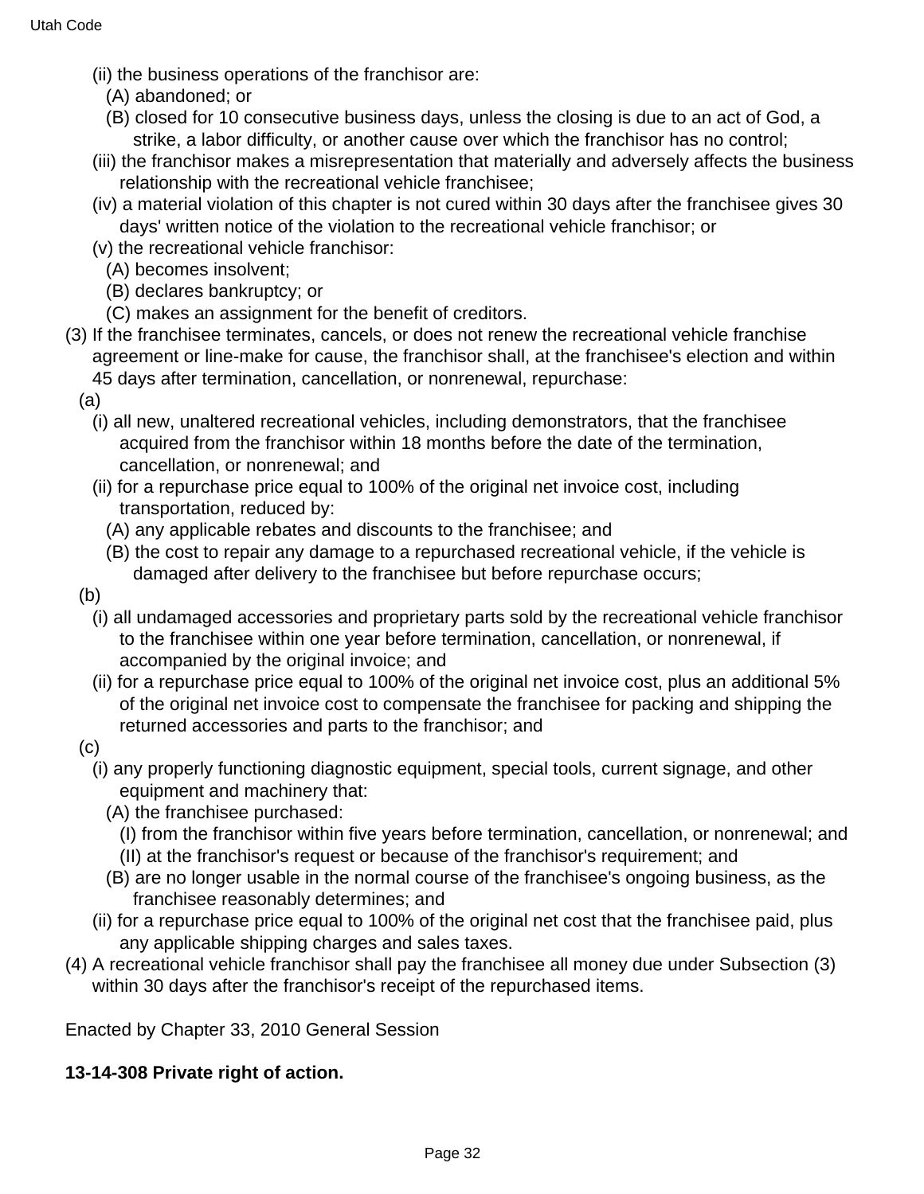(ii) the business operations of the franchisor are:

(A) abandoned; or

(B) closed for 10 consecutive business days, unless the closing is due to an act of God, a strike, a labor difficulty, or another cause over which the franchisor has no control;

(iii) the franchisor makes a misrepresentation that materially and adversely affects the business relationship with the recreational vehicle franchisee;

(iv) a material violation of this chapter is not cured within 30 days after the franchisee gives 30 days' written notice of the violation to the recreational vehicle franchisor; or

(v) the recreational vehicle franchisor:

(A) becomes insolvent;

(B) declares bankruptcy; or

(C) makes an assignment for the benefit of creditors.

(3) If the franchisee terminates, cancels, or does not renew the recreational vehicle franchise agreement or line-make for cause, the franchisor shall, at the franchisee's election and within 45 days after termination, cancellation, or nonrenewal, repurchase:

(a)

(i) all new, unaltered recreational vehicles, including demonstrators, that the franchisee acquired from the franchisor within 18 months before the date of the termination, cancellation, or nonrenewal; and

(ii) for a repurchase price equal to 100% of the original net invoice cost, including transportation, reduced by:

(A) any applicable rebates and discounts to the franchisee; and

(B) the cost to repair any damage to a repurchased recreational vehicle, if the vehicle is damaged after delivery to the franchisee but before repurchase occurs;

(b)

(i) all undamaged accessories and proprietary parts sold by the recreational vehicle franchisor to the franchisee within one year before termination, cancellation, or nonrenewal, if accompanied by the original invoice; and

(ii) for a repurchase price equal to 100% of the original net invoice cost, plus an additional 5% of the original net invoice cost to compensate the franchisee for packing and shipping the returned accessories and parts to the franchisor; and

(c)

(i) any properly functioning diagnostic equipment, special tools, current signage, and other equipment and machinery that:

(A) the franchisee purchased:

(I) from the franchisor within five years before termination, cancellation, or nonrenewal; and

(II) at the franchisor's request or because of the franchisor's requirement; and

(B) are no longer usable in the normal course of the franchisee's ongoing business, as the franchisee reasonably determines; and

(ii) for a repurchase price equal to 100% of the original net cost that the franchisee paid, plus any applicable shipping charges and sales taxes.

(4) A recreational vehicle franchisor shall pay the franchisee all money due under Subsection (3) within 30 days after the franchisor's receipt of the repurchased items.

Enacted by Chapter 33, 2010 General Session

**13-14-308 Private right of action.**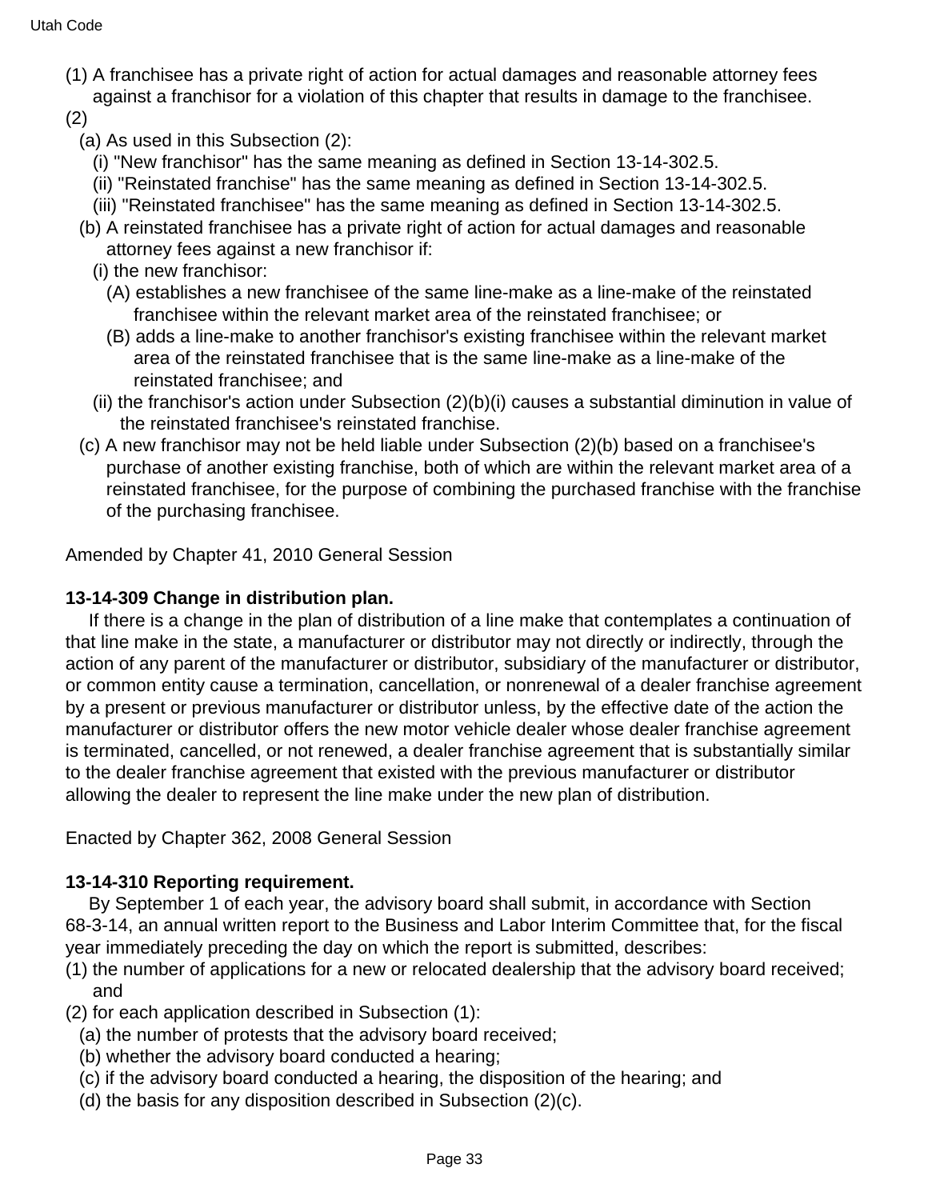(1) A franchisee has a private right of action for actual damages and reasonable attorney fees against a franchisor for a violation of this chapter that results in damage to the franchisee.

(2)

(a) As used in this Subsection (2):

(i) "New franchisor" has the same meaning as defined in Section 13-14-302.5.

(ii) "Reinstated franchise" has the same meaning as defined in Section 13-14-302.5.

(iii) "Reinstated franchisee" has the same meaning as defined in Section 13-14-302.5.

(b) A reinstated franchisee has a private right of action for actual damages and reasonable attorney fees against a new franchisor if:

(i) the new franchisor:

(A) establishes a new franchisee of the same line-make as a line-make of the reinstated franchisee within the relevant market area of the reinstated franchisee; or

(B) adds a line-make to another franchisor's existing franchisee within the relevant market area of the reinstated franchisee that is the same line-make as a line-make of the reinstated franchisee; and

(ii) the franchisor's action under Subsection (2)(b)(i) causes a substantial diminution in value of the reinstated franchisee's reinstated franchise.

(c) A new franchisor may not be held liable under Subsection (2)(b) based on a franchisee's purchase of another existing franchise, both of which are within the relevant market area of a reinstated franchisee, for the purpose of combining the purchased franchise with the franchise of the purchasing franchisee.

Amended by Chapter 41, 2010 General Session

**13-14-309 Change in distribution plan.**

If there is a change in the plan of distribution of a line make that contemplates a continuation of that line make in the state, a manufacturer or distributor may not directly or indirectly, through the action of any parent of the manufacturer or distributor, subsidiary of the manufacturer or distributor, or common entity cause a termination, cancellation, or nonrenewal of a dealer franchise agreement by a present or previous manufacturer or distributor unless, by the effective date of the action the manufacturer or distributor offers the new motor vehicle dealer whose dealer franchise agreement is terminated, cancelled, or not renewed, a dealer franchise agreement that is substantially similar to the dealer franchise agreement that existed with the previous manufacturer or distributor allowing the dealer to represent the line make under the new plan of distribution.

Enacted by Chapter 362, 2008 General Session

**13-14-310 Reporting requirement.**

By September 1 of each year, the advisory board shall submit, in accordance with Section 68-3-14, an annual written report to the Business and Labor Interim Committee that, for the fiscal year immediately preceding the day on which the report is submitted, describes:

(1) the number of applications for a new or relocated dealership that the advisory board received; and

(2) for each application described in Subsection (1):

(a) the number of protests that the advisory board received;

(b) whether the advisory board conducted a hearing;

(c) if the advisory board conducted a hearing, the disposition of the hearing; and

(d) the basis for any disposition described in Subsection (2)(c).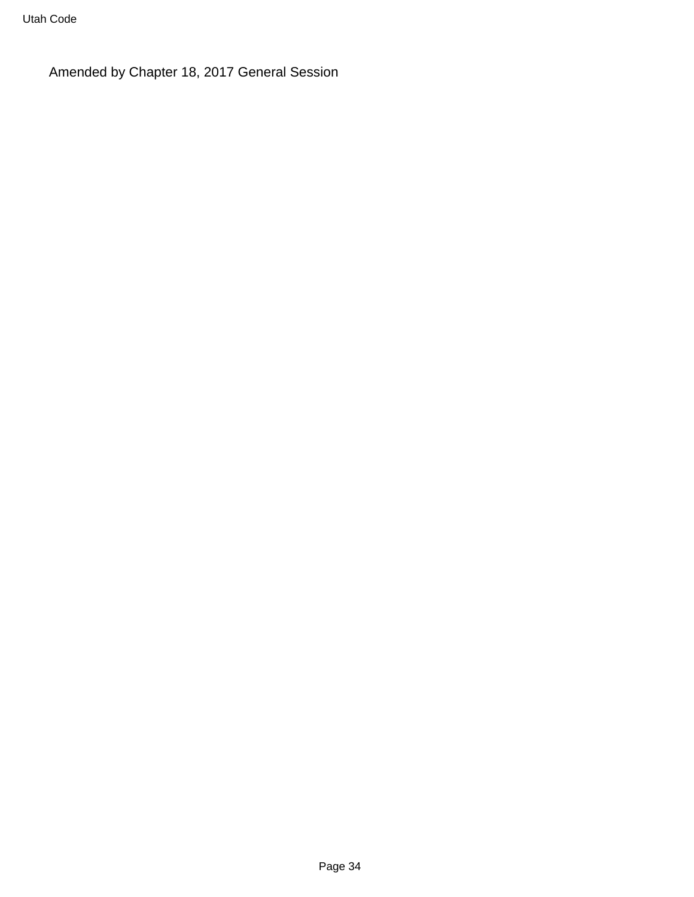Amended by Chapter 18, 2017 General Session